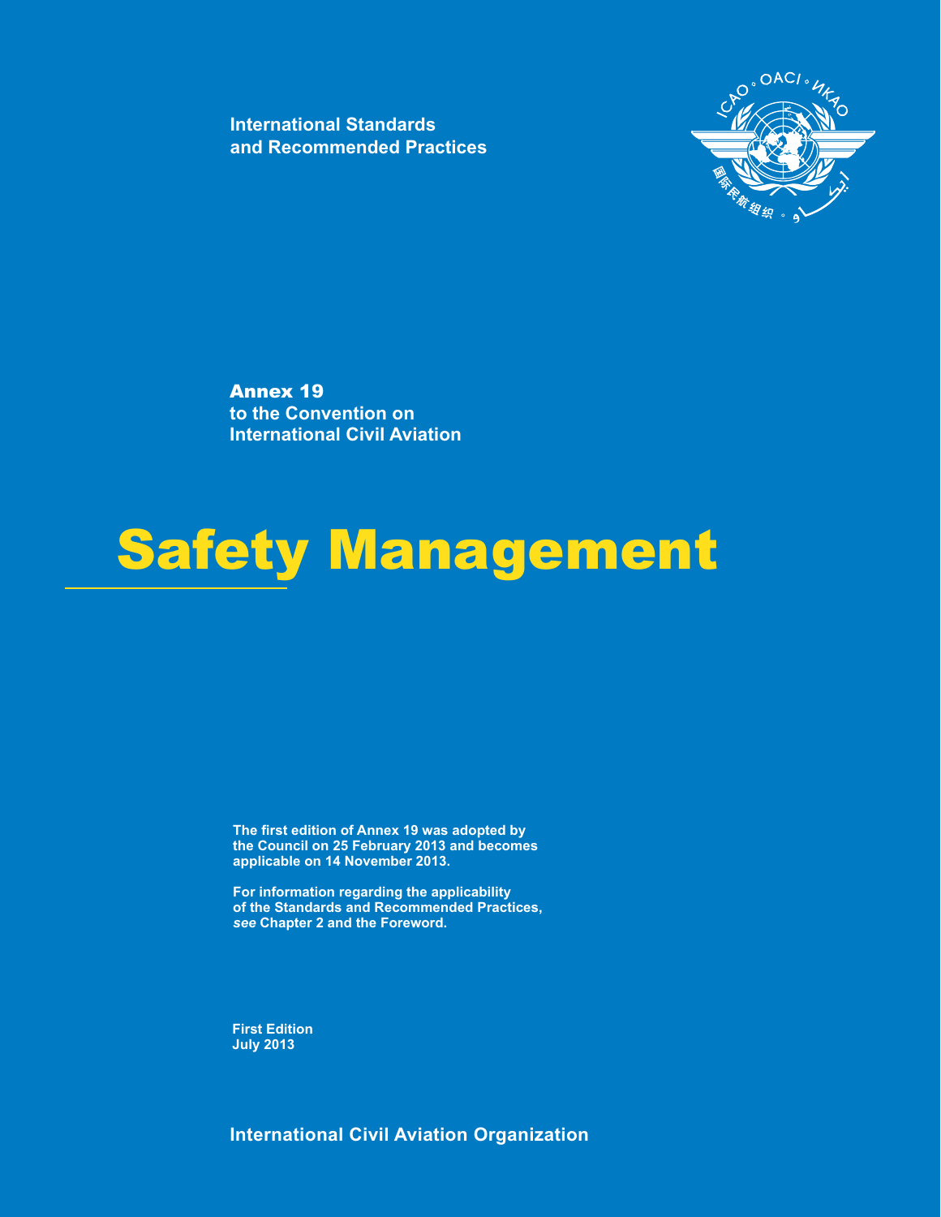**International Standards and Recommended Practices**

**Annex 19**
**to the Convention on International Civil Aviation**

# Safety Management

**The first edition of Annex 19 was adopted by the Council on 25 February 2013 and becomes applicable on 14 November 2013.**

**For information regarding the applicability of the Standards and Recommended Practices, *see* Chapter 2 and the Foreword.**

**First Edition**
**July 2013**

**International Civil Aviation Organization**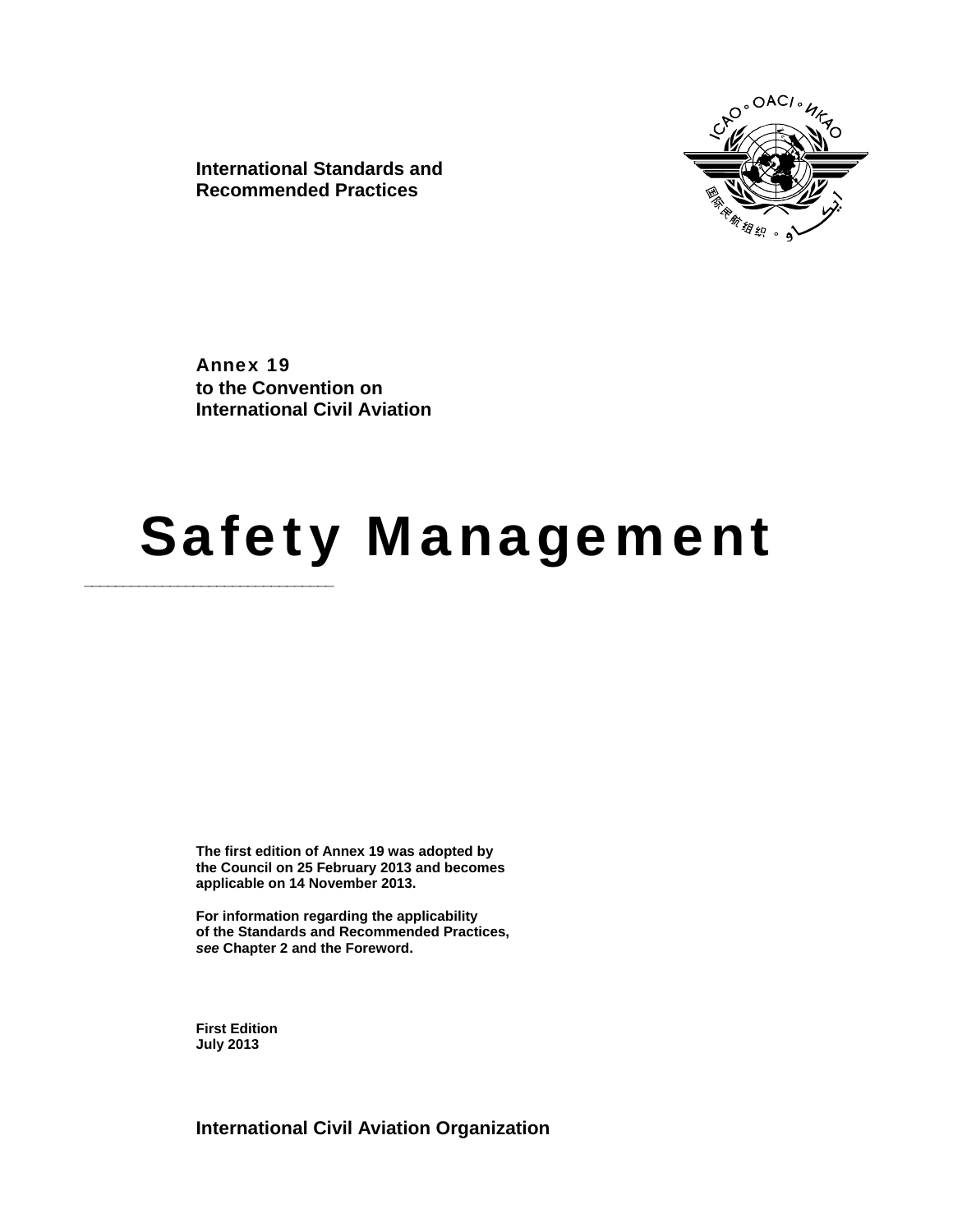**International Standards and Recommended Practices**

**Annex 19**
**to the Convention on International Civil Aviation**

# Safety Management

---

**The first edition of Annex 19 was adopted by the Council on 25 February 2013 and becomes applicable on 14 November 2013.**

**For information regarding the applicability of the Standards and Recommended Practices, *see* Chapter 2 and the Foreword.**

**First Edition**
**July 2013**

**International Civil Aviation Organization**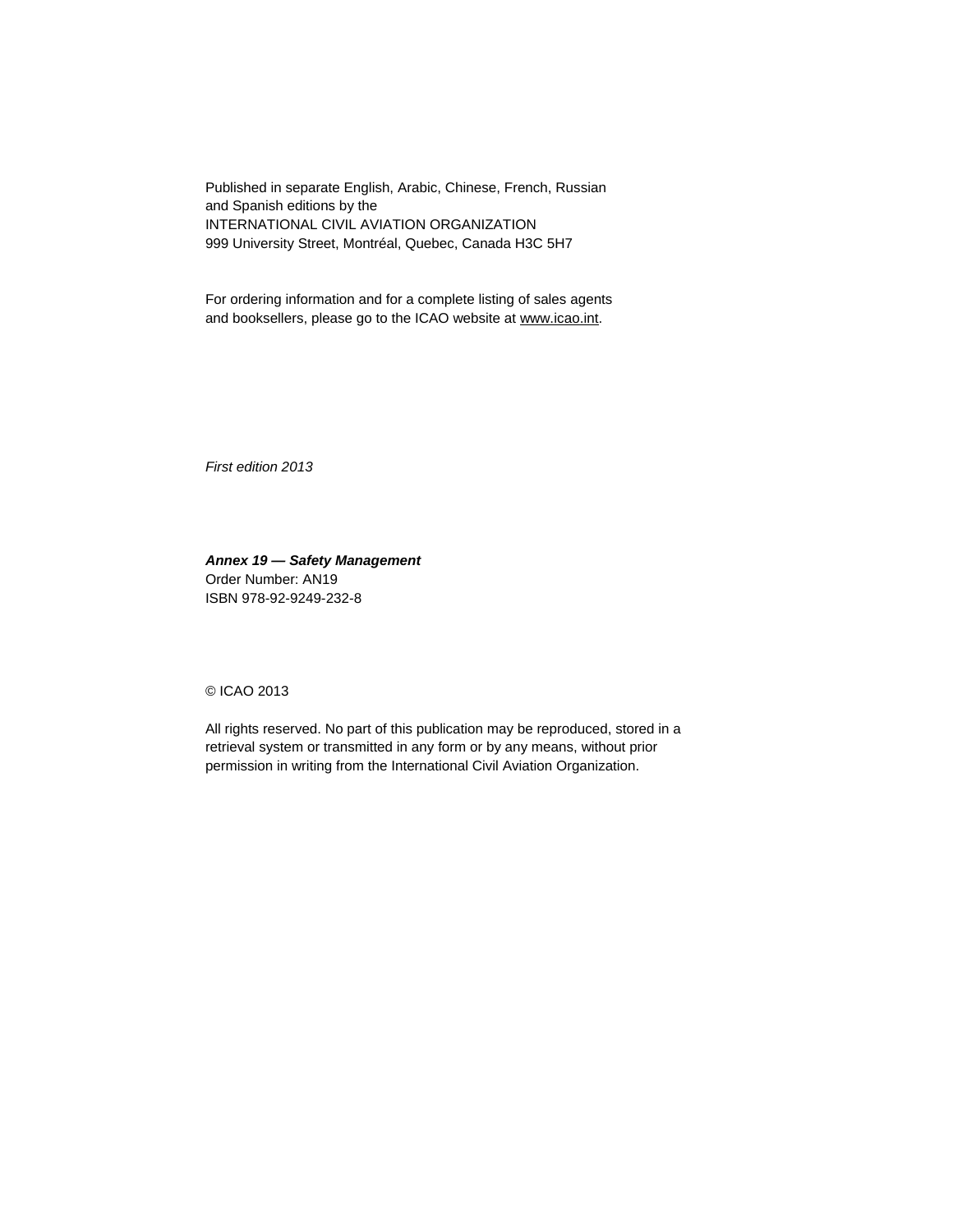Published in separate English, Arabic, Chinese, French, Russian
and Spanish editions by the
INTERNATIONAL CIVIL AVIATION ORGANIZATION
999 University Street, Montréal, Quebec, Canada H3C 5H7

For ordering information and for a complete listing of sales agents
and booksellers, please go to the ICAO website at www.icao.int.

*First edition 2013*

***Annex 19 — Safety Management***
Order Number: AN19
ISBN 978-92-9249-232-8

© ICAO 2013

All rights reserved. No part of this publication may be reproduced, stored in a
retrieval system or transmitted in any form or by any means, without prior
permission in writing from the International Civil Aviation Organization.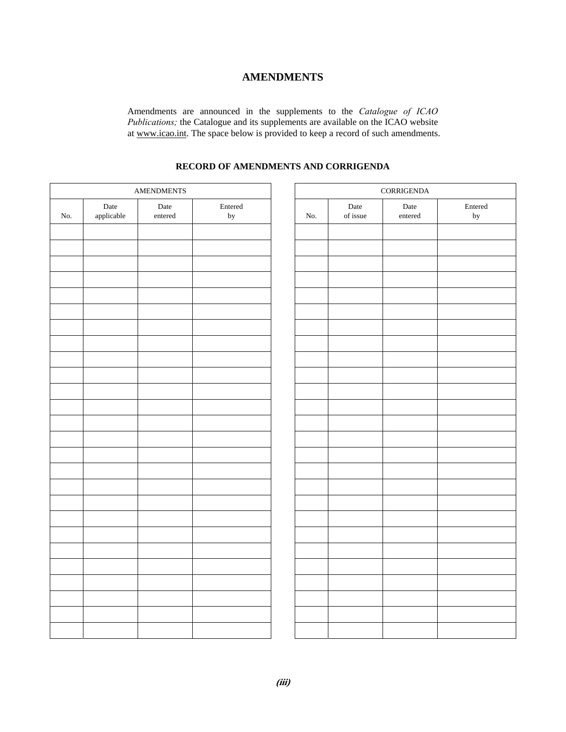# AMENDMENTS

Amendments are announced in the supplements to the *Catalogue of ICAO Publications;* the Catalogue and its supplements are available on the ICAO website at www.icao.int. The space below is provided to keep a record of such amendments.

## RECORD OF AMENDMENTS AND CORRIGENDA

| AMENDMENTS | | | |
|---|---|---|---|
| No. | Date applicable | Date entered | Entered by |
| | | | |
| | | | |
| | | | |
| | | | |
| | | | |
| | | | |
| | | | |
| | | | |
| | | | |
| | | | |
| | | | |
| | | | |
| | | | |
| | | | |
| | | | |
| | | | |
| | | | |
| | | | |
| | | | |
| | | | |
| | | | |
| | | | |
| | | | |
| | | | |
| | | | |
| | | | |

| CORRIGENDA | | | |
|---|---|---|---|
| No. | Date of issue | Date entered | Entered by |
| | | | |
| | | | |
| | | | |
| | | | |
| | | | |
| | | | |
| | | | |
| | | | |
| | | | |
| | | | |
| | | | |
| | | | |
| | | | |
| | | | |
| | | | |
| | | | |
| | | | |
| | | | |
| | | | |
| | | | |
| | | | |
| | | | |
| | | | |
| | | | |
| | | | |
| | | | |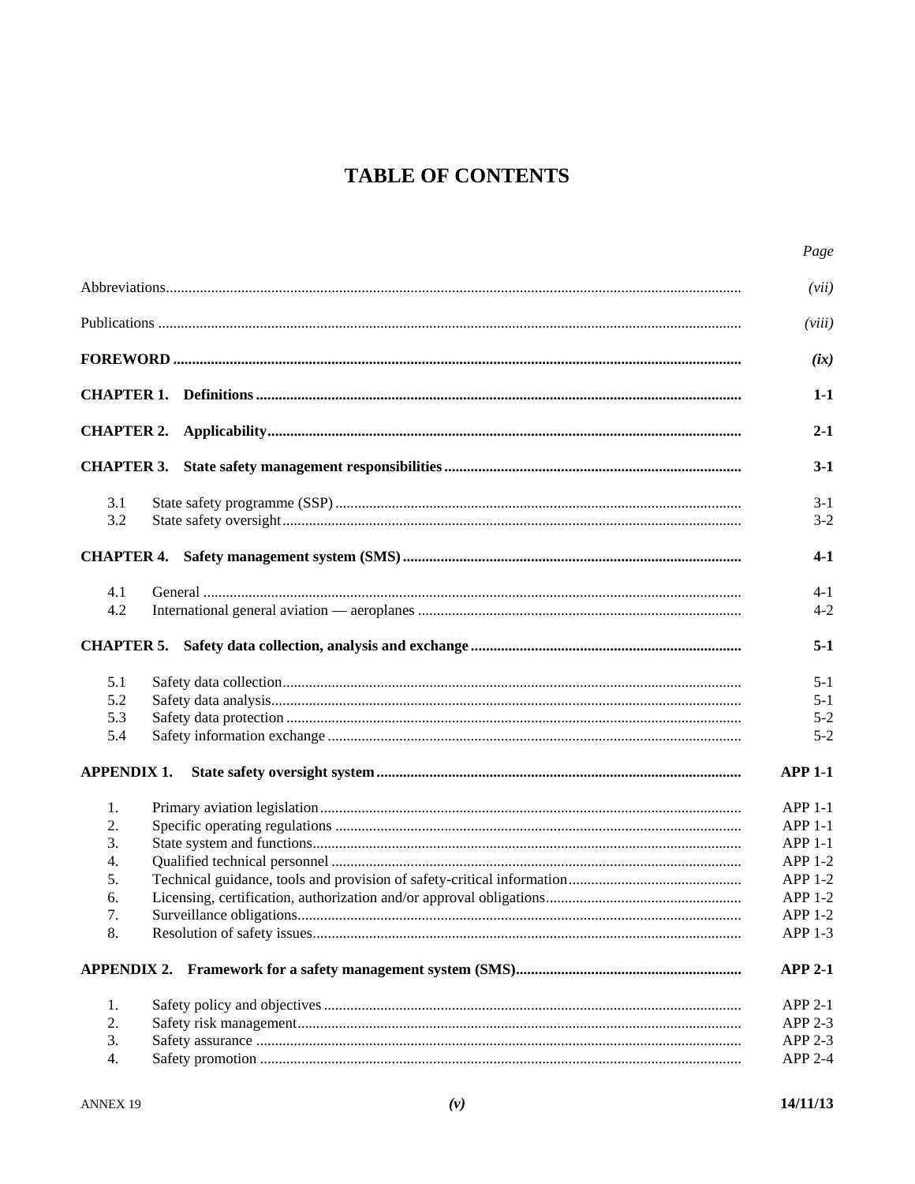# TABLE OF CONTENTS

| | | *Page* |
|---|---|---|
| Abbreviations | | *(vii)* |
| Publications | | *(viii)* |
| **FOREWORD** | | ***(ix)*** |
| **CHAPTER 1.** | **Definitions** | **1-1** |
| **CHAPTER 2.** | **Applicability** | **2-1** |
| **CHAPTER 3.** | **State safety management responsibilities** | **3-1** |
| 3.1 | State safety programme (SSP) | 3-1 |
| 3.2 | State safety oversight | 3-2 |
| **CHAPTER 4.** | **Safety management system (SMS)** | **4-1** |
| 4.1 | General | 4-1 |
| 4.2 | International general aviation — aeroplanes | 4-2 |
| **CHAPTER 5.** | **Safety data collection, analysis and exchange** | **5-1** |
| 5.1 | Safety data collection | 5-1 |
| 5.2 | Safety data analysis | 5-1 |
| 5.3 | Safety data protection | 5-2 |
| 5.4 | Safety information exchange | 5-2 |
| **APPENDIX 1.** | **State safety oversight system** | **APP 1-1** |
| 1. | Primary aviation legislation | APP 1-1 |
| 2. | Specific operating regulations | APP 1-1 |
| 3. | State system and functions | APP 1-1 |
| 4. | Qualified technical personnel | APP 1-2 |
| 5. | Technical guidance, tools and provision of safety-critical information | APP 1-2 |
| 6. | Licensing, certification, authorization and/or approval obligations | APP 1-2 |
| 7. | Surveillance obligations | APP 1-2 |
| 8. | Resolution of safety issues | APP 1-3 |
| **APPENDIX 2.** | **Framework for a safety management system (SMS)** | **APP 2-1** |
| 1. | Safety policy and objectives | APP 2-1 |
| 2. | Safety risk management | APP 2-3 |
| 3. | Safety assurance | APP 2-3 |
| 4. | Safety promotion | APP 2-4 |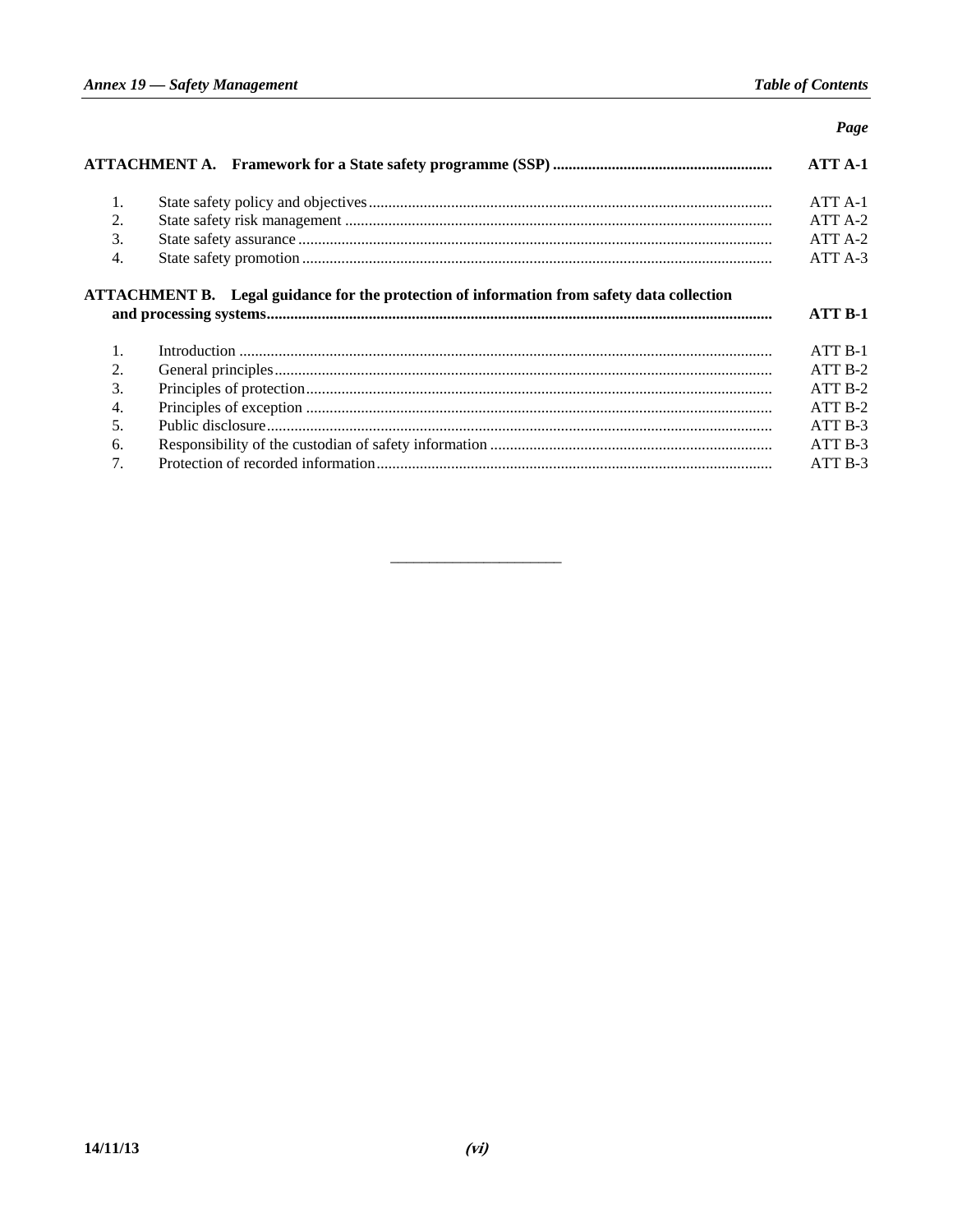| | | Page |
|---|---|---|
| **ATTACHMENT A.** | **Framework for a State safety programme (SSP)** | **ATT A-1** |
| 1. | State safety policy and objectives | ATT A-1 |
| 2. | State safety risk management | ATT A-2 |
| 3. | State safety assurance | ATT A-2 |
| 4. | State safety promotion | ATT A-3 |
| **ATTACHMENT B.** | **Legal guidance for the protection of information from safety data collection and processing systems** | **ATT B-1** |
| 1. | Introduction | ATT B-1 |
| 2. | General principles | ATT B-2 |
| 3. | Principles of protection | ATT B-2 |
| 4. | Principles of exception | ATT B-2 |
| 5. | Public disclosure | ATT B-3 |
| 6. | Responsibility of the custodian of safety information | ATT B-3 |
| 7. | Protection of recorded information | ATT B-3 |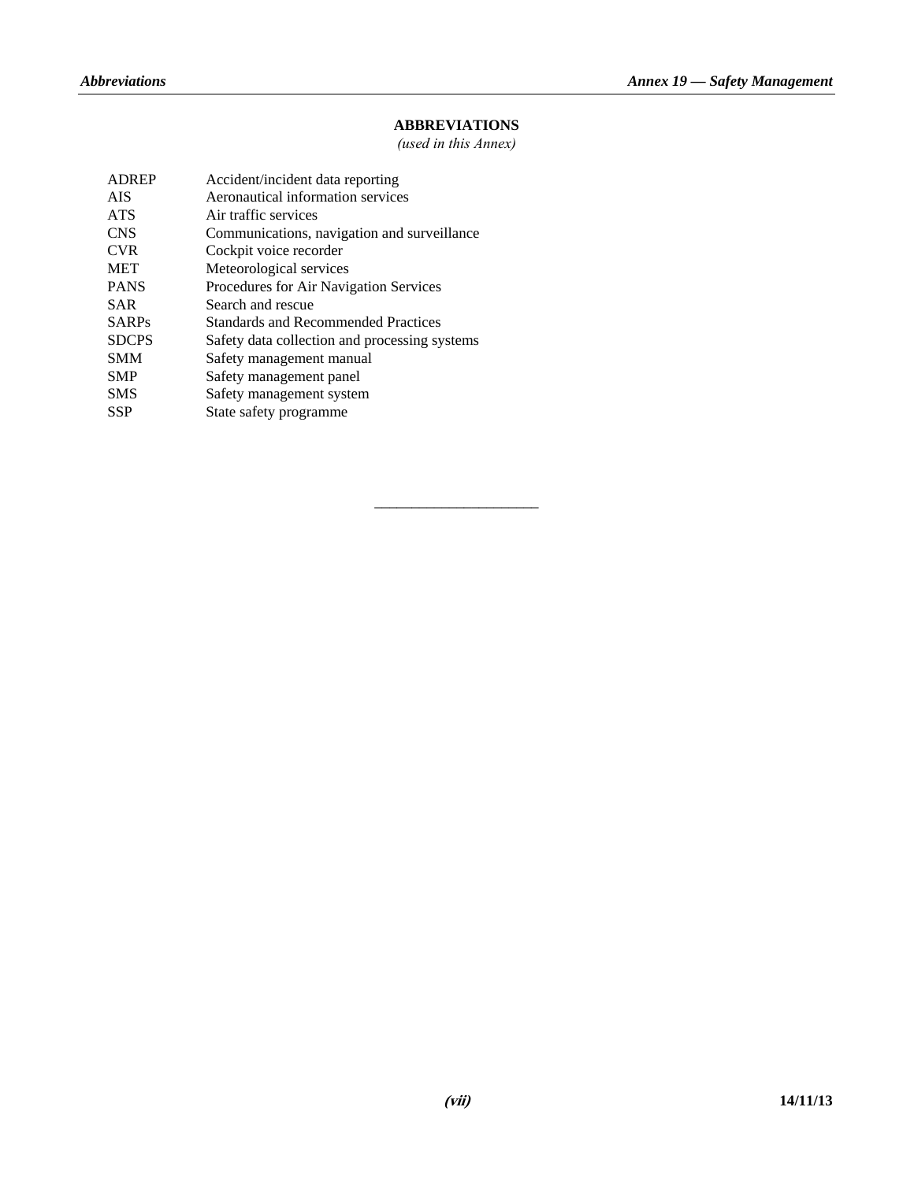# ABBREVIATIONS

*(used in this Annex)*

| | |
|---|---|
| ADREP | Accident/incident data reporting |
| AIS | Aeronautical information services |
| ATS | Air traffic services |
| CNS | Communications, navigation and surveillance |
| CVR | Cockpit voice recorder |
| MET | Meteorological services |
| PANS | Procedures for Air Navigation Services |
| SAR | Search and rescue |
| SARPs | Standards and Recommended Practices |
| SDCPS | Safety data collection and processing systems |
| SMM | Safety management manual |
| SMP | Safety management panel |
| SMS | Safety management system |
| SSP | State safety programme |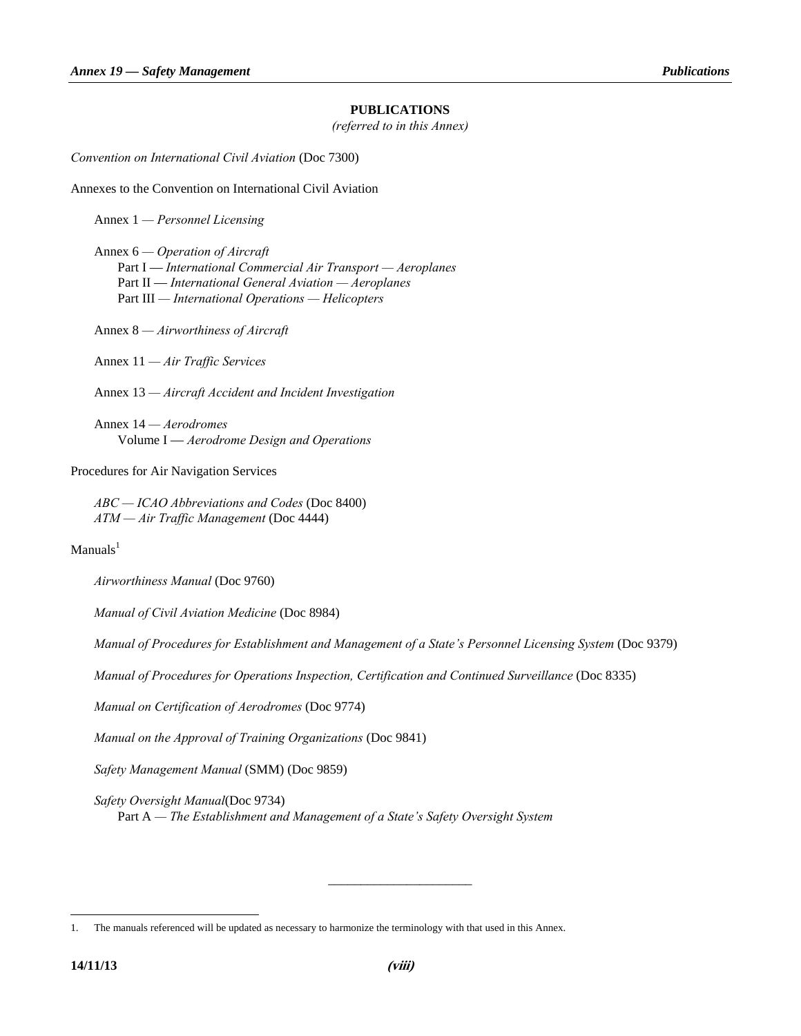## PUBLICATIONS

*(referred to in this Annex)*

*Convention on International Civil Aviation* (Doc 7300)

Annexes to the Convention on International Civil Aviation

Annex 1 — *Personnel Licensing*

Annex 6 — *Operation of Aircraft*
- Part I — *International Commercial Air Transport — Aeroplanes*
- Part II — *International General Aviation — Aeroplanes*
- Part III — *International Operations — Helicopters*

Annex 8 — *Airworthiness of Aircraft*

Annex 11 — *Air Traffic Services*

Annex 13 — *Aircraft Accident and Incident Investigation*

Annex 14 — *Aerodromes*
- Volume I — *Aerodrome Design and Operations*

Procedures for Air Navigation Services

*ABC — ICAO Abbreviations and Codes* (Doc 8400)
*ATM — Air Traffic Management* (Doc 4444)

Manuals[1]

*Airworthiness Manual* (Doc 9760)

*Manual of Civil Aviation Medicine* (Doc 8984)

*Manual of Procedures for Establishment and Management of a State's Personnel Licensing System* (Doc 9379)

*Manual of Procedures for Operations Inspection, Certification and Continued Surveillance* (Doc 8335)

*Manual on Certification of Aerodromes* (Doc 9774)

*Manual on the Approval of Training Organizations* (Doc 9841)

*Safety Management Manual* (SMM) (Doc 9859)

*Safety Oversight Manual*(Doc 9734)
- Part A — *The Establishment and Management of a State's Safety Oversight System*

---

1. The manuals referenced will be updated as necessary to harmonize the terminology with that used in this Annex.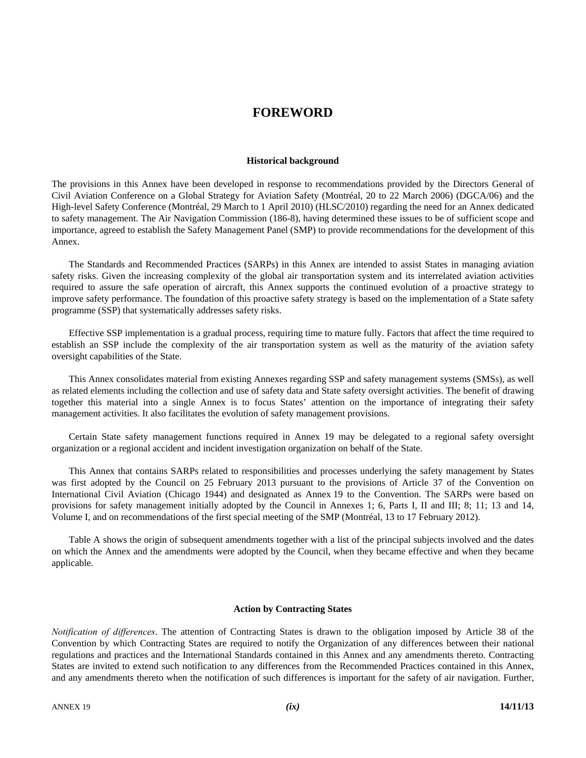# FOREWORD

### Historical background

The provisions in this Annex have been developed in response to recommendations provided by the Directors General of Civil Aviation Conference on a Global Strategy for Aviation Safety (Montréal, 20 to 22 March 2006) (DGCA/06) and the High-level Safety Conference (Montréal, 29 March to 1 April 2010) (HLSC/2010) regarding the need for an Annex dedicated to safety management. The Air Navigation Commission (186-8), having determined these issues to be of sufficient scope and importance, agreed to establish the Safety Management Panel (SMP) to provide recommendations for the development of this Annex.

The Standards and Recommended Practices (SARPs) in this Annex are intended to assist States in managing aviation safety risks. Given the increasing complexity of the global air transportation system and its interrelated aviation activities required to assure the safe operation of aircraft, this Annex supports the continued evolution of a proactive strategy to improve safety performance. The foundation of this proactive safety strategy is based on the implementation of a State safety programme (SSP) that systematically addresses safety risks.

Effective SSP implementation is a gradual process, requiring time to mature fully. Factors that affect the time required to establish an SSP include the complexity of the air transportation system as well as the maturity of the aviation safety oversight capabilities of the State.

This Annex consolidates material from existing Annexes regarding SSP and safety management systems (SMSs), as well as related elements including the collection and use of safety data and State safety oversight activities. The benefit of drawing together this material into a single Annex is to focus States' attention on the importance of integrating their safety management activities. It also facilitates the evolution of safety management provisions.

Certain State safety management functions required in Annex 19 may be delegated to a regional safety oversight organization or a regional accident and incident investigation organization on behalf of the State.

This Annex that contains SARPs related to responsibilities and processes underlying the safety management by States was first adopted by the Council on 25 February 2013 pursuant to the provisions of Article 37 of the Convention on International Civil Aviation (Chicago 1944) and designated as Annex 19 to the Convention. The SARPs were based on provisions for safety management initially adopted by the Council in Annexes 1; 6, Parts I, II and III; 8; 11; 13 and 14, Volume I, and on recommendations of the first special meeting of the SMP (Montréal, 13 to 17 February 2012).

Table A shows the origin of subsequent amendments together with a list of the principal subjects involved and the dates on which the Annex and the amendments were adopted by the Council, when they became effective and when they became applicable.

### Action by Contracting States

*Notification of differences*. The attention of Contracting States is drawn to the obligation imposed by Article 38 of the Convention by which Contracting States are required to notify the Organization of any differences between their national regulations and practices and the International Standards contained in this Annex and any amendments thereto. Contracting States are invited to extend such notification to any differences from the Recommended Practices contained in this Annex, and any amendments thereto when the notification of such differences is important for the safety of air navigation. Further,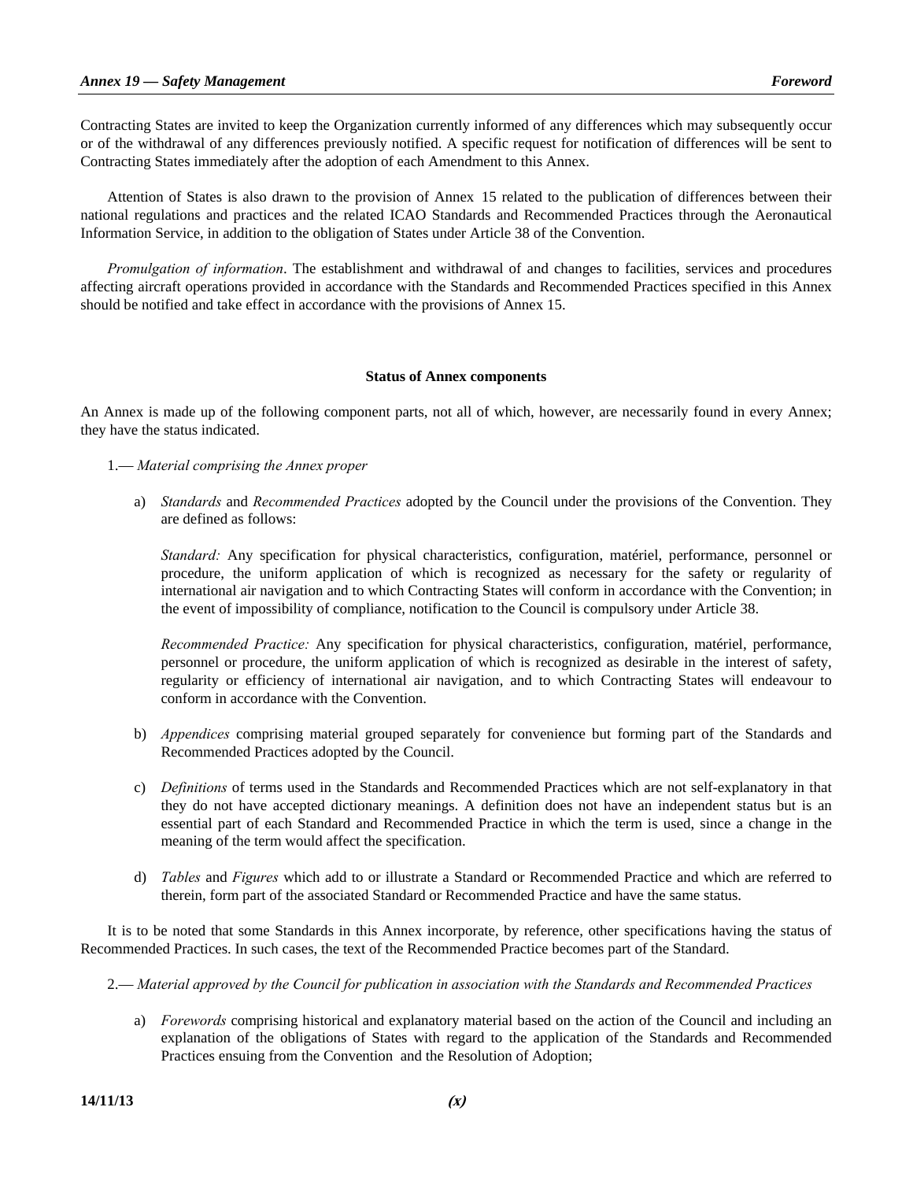Contracting States are invited to keep the Organization currently informed of any differences which may subsequently occur or of the withdrawal of any differences previously notified. A specific request for notification of differences will be sent to Contracting States immediately after the adoption of each Amendment to this Annex.

Attention of States is also drawn to the provision of Annex 15 related to the publication of differences between their national regulations and practices and the related ICAO Standards and Recommended Practices through the Aeronautical Information Service, in addition to the obligation of States under Article 38 of the Convention.

*Promulgation of information*. The establishment and withdrawal of and changes to facilities, services and procedures affecting aircraft operations provided in accordance with the Standards and Recommended Practices specified in this Annex should be notified and take effect in accordance with the provisions of Annex 15.

**Status of Annex components**

An Annex is made up of the following component parts, not all of which, however, are necessarily found in every Annex; they have the status indicated.

1.— *Material comprising the Annex proper*

a) *Standards* and *Recommended Practices* adopted by the Council under the provisions of the Convention. They are defined as follows:

*Standard:* Any specification for physical characteristics, configuration, matériel, performance, personnel or procedure, the uniform application of which is recognized as necessary for the safety or regularity of international air navigation and to which Contracting States will conform in accordance with the Convention; in the event of impossibility of compliance, notification to the Council is compulsory under Article 38.

*Recommended Practice:* Any specification for physical characteristics, configuration, matériel, performance, personnel or procedure, the uniform application of which is recognized as desirable in the interest of safety, regularity or efficiency of international air navigation, and to which Contracting States will endeavour to conform in accordance with the Convention.

b) *Appendices* comprising material grouped separately for convenience but forming part of the Standards and Recommended Practices adopted by the Council.

c) *Definitions* of terms used in the Standards and Recommended Practices which are not self-explanatory in that they do not have accepted dictionary meanings. A definition does not have an independent status but is an essential part of each Standard and Recommended Practice in which the term is used, since a change in the meaning of the term would affect the specification.

d) *Tables* and *Figures* which add to or illustrate a Standard or Recommended Practice and which are referred to therein, form part of the associated Standard or Recommended Practice and have the same status.

It is to be noted that some Standards in this Annex incorporate, by reference, other specifications having the status of Recommended Practices. In such cases, the text of the Recommended Practice becomes part of the Standard.

2.— *Material approved by the Council for publication in association with the Standards and Recommended Practices*

a) *Forewords* comprising historical and explanatory material based on the action of the Council and including an explanation of the obligations of States with regard to the application of the Standards and Recommended Practices ensuing from the Convention and the Resolution of Adoption;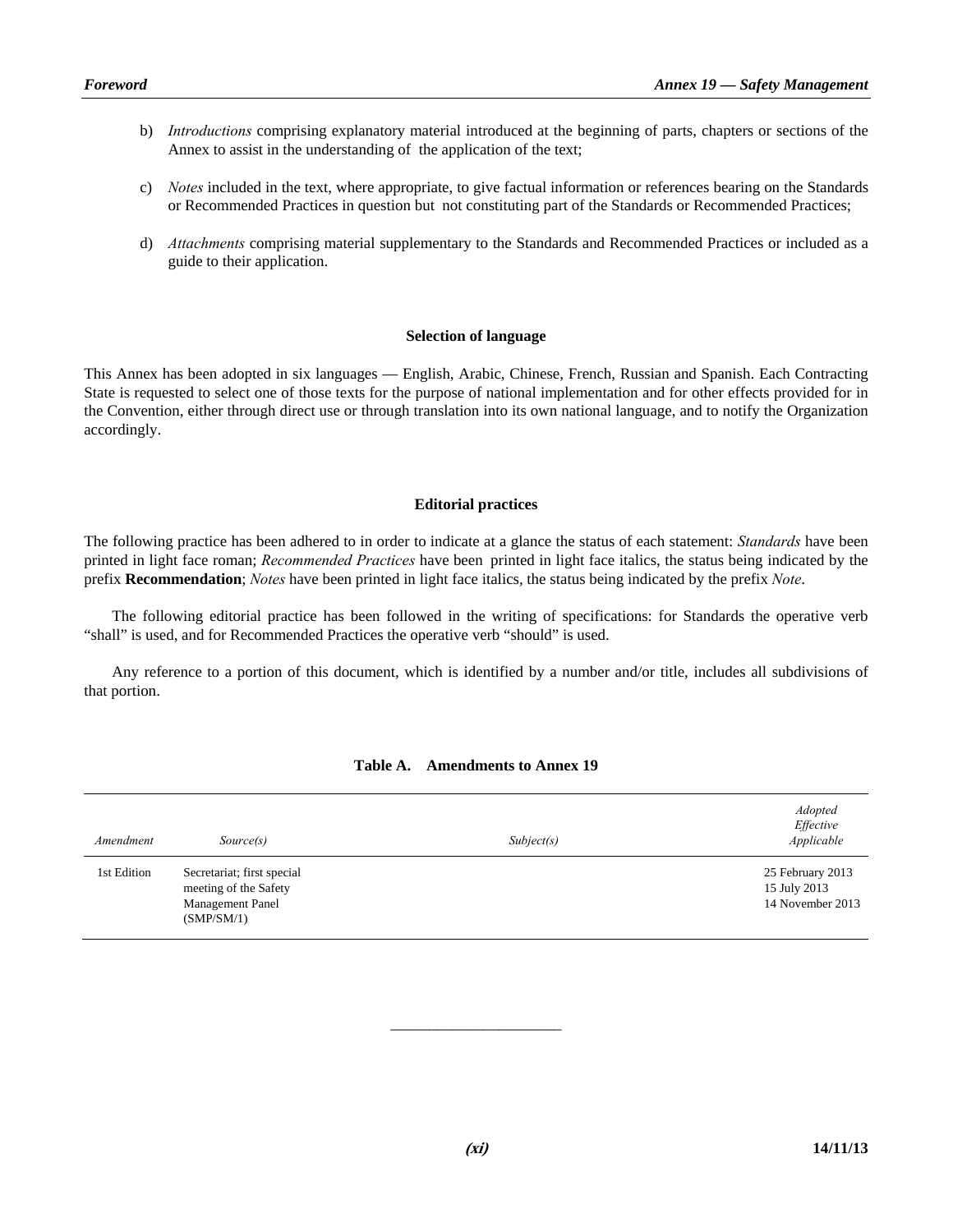b) *Introductions* comprising explanatory material introduced at the beginning of parts, chapters or sections of the Annex to assist in the understanding of the application of the text;

c) *Notes* included in the text, where appropriate, to give factual information or references bearing on the Standards or Recommended Practices in question but not constituting part of the Standards or Recommended Practices;

d) *Attachments* comprising material supplementary to the Standards and Recommended Practices or included as a guide to their application.

**Selection of language**

This Annex has been adopted in six languages — English, Arabic, Chinese, French, Russian and Spanish. Each Contracting State is requested to select one of those texts for the purpose of national implementation and for other effects provided for in the Convention, either through direct use or through translation into its own national language, and to notify the Organization accordingly.

**Editorial practices**

The following practice has been adhered to in order to indicate at a glance the status of each statement: *Standards* have been printed in light face roman; *Recommended Practices* have been printed in light face italics, the status being indicated by the prefix **Recommendation**; *Notes* have been printed in light face italics, the status being indicated by the prefix *Note*.

The following editorial practice has been followed in the writing of specifications: for Standards the operative verb "shall" is used, and for Recommended Practices the operative verb "should" is used.

Any reference to a portion of this document, which is identified by a number and/or title, includes all subdivisions of that portion.

**Table A. Amendments to Annex 19**

| *Amendment* | *Source(s)* | *Subject(s)* | *Adopted Effective Applicable* |
|---|---|---|---|
| 1st Edition | Secretariat; first special meeting of the Safety Management Panel (SMP/SM/1) | | 25 February 2013 15 July 2013 14 November 2013 |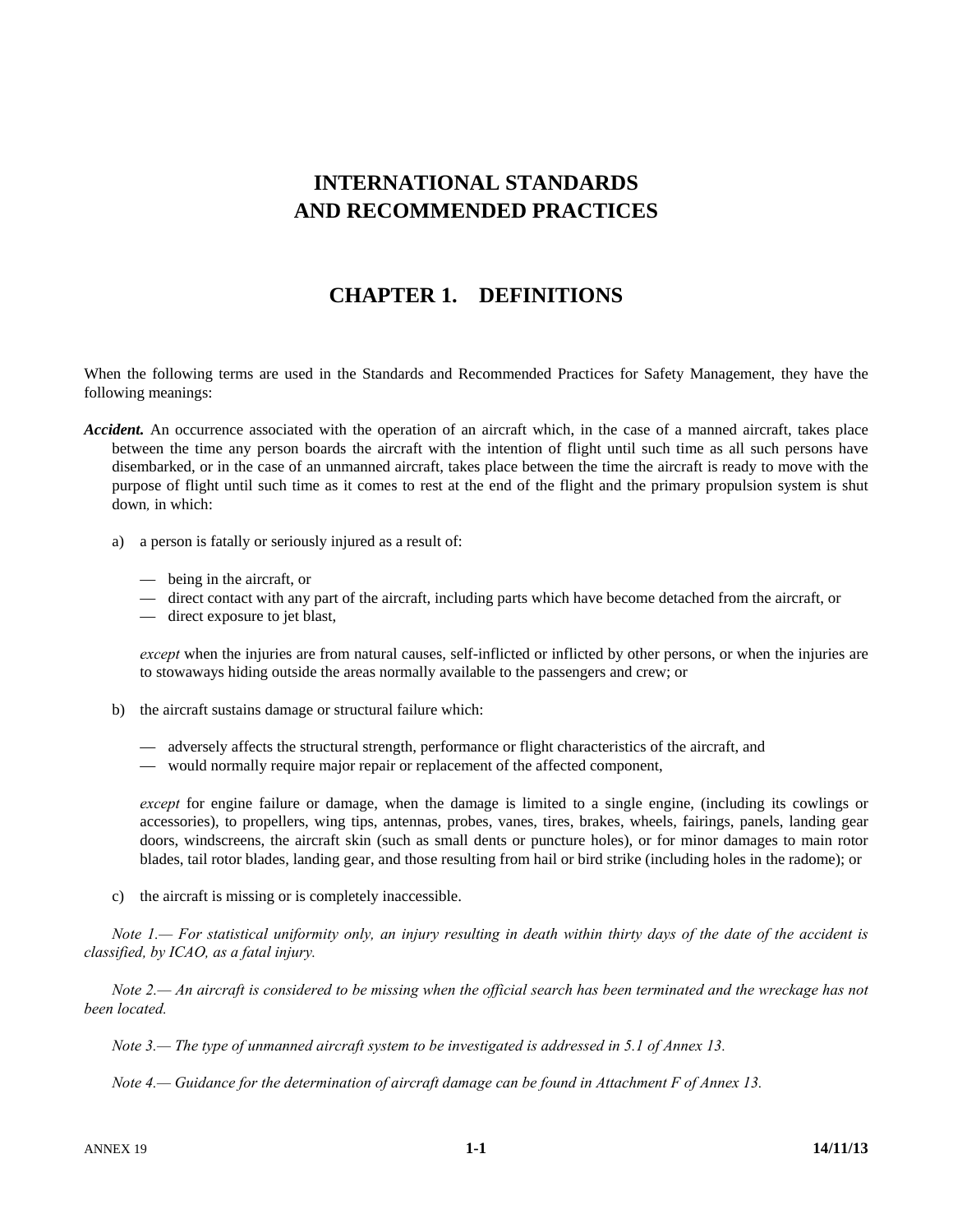# INTERNATIONAL STANDARDS AND RECOMMENDED PRACTICES

## CHAPTER 1. DEFINITIONS

When the following terms are used in the Standards and Recommended Practices for Safety Management, they have the following meanings:

***Accident.*** An occurrence associated with the operation of an aircraft which, in the case of a manned aircraft, takes place between the time any person boards the aircraft with the intention of flight until such time as all such persons have disembarked, or in the case of an unmanned aircraft, takes place between the time the aircraft is ready to move with the purpose of flight until such time as it comes to rest at the end of the flight and the primary propulsion system is shut down, in which:

a) a person is fatally or seriously injured as a result of:

- being in the aircraft, or
- direct contact with any part of the aircraft, including parts which have become detached from the aircraft, or
- direct exposure to jet blast,

*except* when the injuries are from natural causes, self-inflicted or inflicted by other persons, or when the injuries are to stowaways hiding outside the areas normally available to the passengers and crew; or

b) the aircraft sustains damage or structural failure which:

- adversely affects the structural strength, performance or flight characteristics of the aircraft, and
- would normally require major repair or replacement of the affected component,

*except* for engine failure or damage, when the damage is limited to a single engine, (including its cowlings or accessories), to propellers, wing tips, antennas, probes, vanes, tires, brakes, wheels, fairings, panels, landing gear doors, windscreens, the aircraft skin (such as small dents or puncture holes), or for minor damages to main rotor blades, tail rotor blades, landing gear, and those resulting from hail or bird strike (including holes in the radome); or

c) the aircraft is missing or is completely inaccessible.

*Note 1.— For statistical uniformity only, an injury resulting in death within thirty days of the date of the accident is classified, by ICAO, as a fatal injury.*

*Note 2.— An aircraft is considered to be missing when the official search has been terminated and the wreckage has not been located.*

*Note 3.— The type of unmanned aircraft system to be investigated is addressed in 5.1 of Annex 13.*

*Note 4.— Guidance for the determination of aircraft damage can be found in Attachment F of Annex 13.*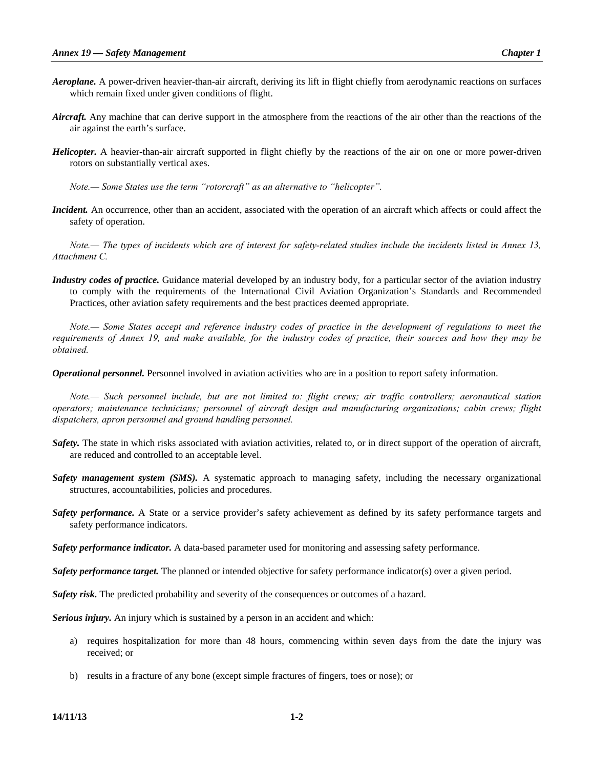***Aeroplane.*** A power-driven heavier-than-air aircraft, deriving its lift in flight chiefly from aerodynamic reactions on surfaces which remain fixed under given conditions of flight.

***Aircraft.*** Any machine that can derive support in the atmosphere from the reactions of the air other than the reactions of the air against the earth's surface.

***Helicopter.*** A heavier-than-air aircraft supported in flight chiefly by the reactions of the air on one or more power-driven rotors on substantially vertical axes.

*Note.— Some States use the term "rotorcraft" as an alternative to "helicopter".*

***Incident.*** An occurrence, other than an accident, associated with the operation of an aircraft which affects or could affect the safety of operation.

*Note.— The types of incidents which are of interest for safety-related studies include the incidents listed in Annex 13, Attachment C.*

***Industry codes of practice.*** Guidance material developed by an industry body, for a particular sector of the aviation industry to comply with the requirements of the International Civil Aviation Organization's Standards and Recommended Practices, other aviation safety requirements and the best practices deemed appropriate.

*Note.— Some States accept and reference industry codes of practice in the development of regulations to meet the requirements of Annex 19, and make available, for the industry codes of practice, their sources and how they may be obtained.*

***Operational personnel.*** Personnel involved in aviation activities who are in a position to report safety information.

*Note.— Such personnel include, but are not limited to: flight crews; air traffic controllers; aeronautical station operators; maintenance technicians; personnel of aircraft design and manufacturing organizations; cabin crews; flight dispatchers, apron personnel and ground handling personnel.*

***Safety.*** The state in which risks associated with aviation activities, related to, or in direct support of the operation of aircraft, are reduced and controlled to an acceptable level.

***Safety management system (SMS).*** A systematic approach to managing safety, including the necessary organizational structures, accountabilities, policies and procedures.

***Safety performance.*** A State or a service provider's safety achievement as defined by its safety performance targets and safety performance indicators.

***Safety performance indicator.*** A data-based parameter used for monitoring and assessing safety performance.

***Safety performance target.*** The planned or intended objective for safety performance indicator(s) over a given period.

***Safety risk.*** The predicted probability and severity of the consequences or outcomes of a hazard.

***Serious injury.*** An injury which is sustained by a person in an accident and which:

a) requires hospitalization for more than 48 hours, commencing within seven days from the date the injury was received; or

b) results in a fracture of any bone (except simple fractures of fingers, toes or nose); or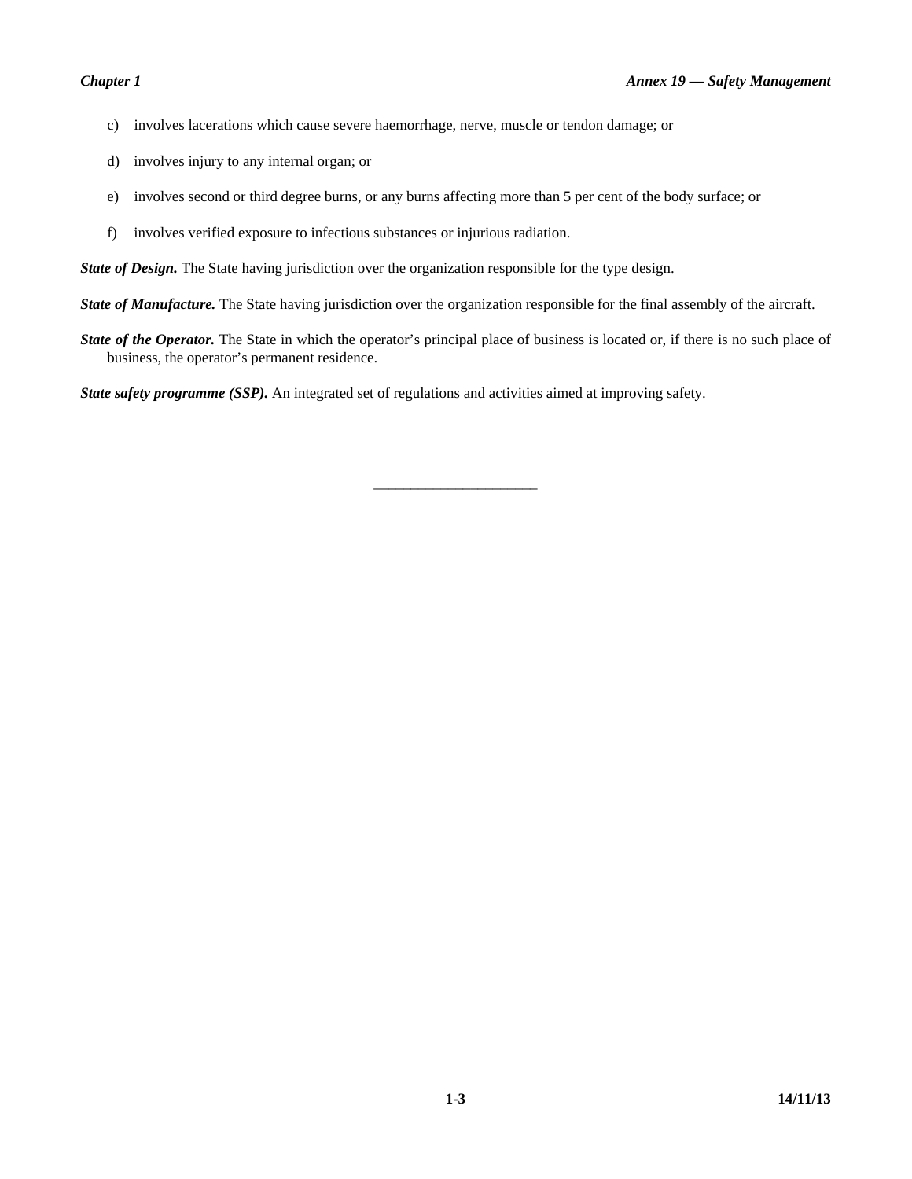c) involves lacerations which cause severe haemorrhage, nerve, muscle or tendon damage; or

d) involves injury to any internal organ; or

e) involves second or third degree burns, or any burns affecting more than 5 per cent of the body surface; or

f) involves verified exposure to infectious substances or injurious radiation.

***State of Design.*** The State having jurisdiction over the organization responsible for the type design.

***State of Manufacture.*** The State having jurisdiction over the organization responsible for the final assembly of the aircraft.

***State of the Operator.*** The State in which the operator's principal place of business is located or, if there is no such place of business, the operator's permanent residence.

***State safety programme (SSP).*** An integrated set of regulations and activities aimed at improving safety.

______________________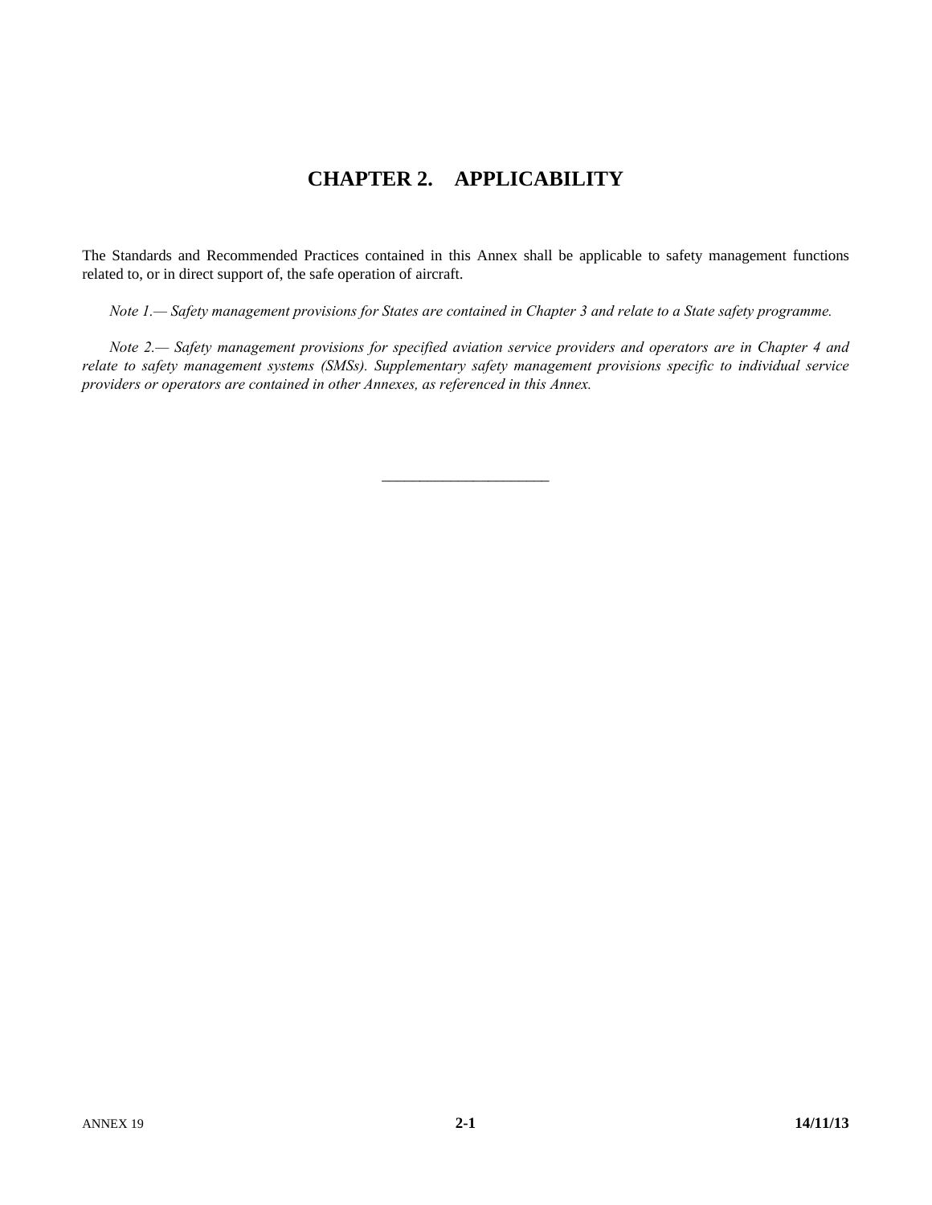# CHAPTER 2. APPLICABILITY

The Standards and Recommended Practices contained in this Annex shall be applicable to safety management functions related to, or in direct support of, the safe operation of aircraft.

*Note 1.— Safety management provisions for States are contained in Chapter 3 and relate to a State safety programme.*

*Note 2.— Safety management provisions for specified aviation service providers and operators are in Chapter 4 and relate to safety management systems (SMSs). Supplementary safety management provisions specific to individual service providers or operators are contained in other Annexes, as referenced in this Annex.*

---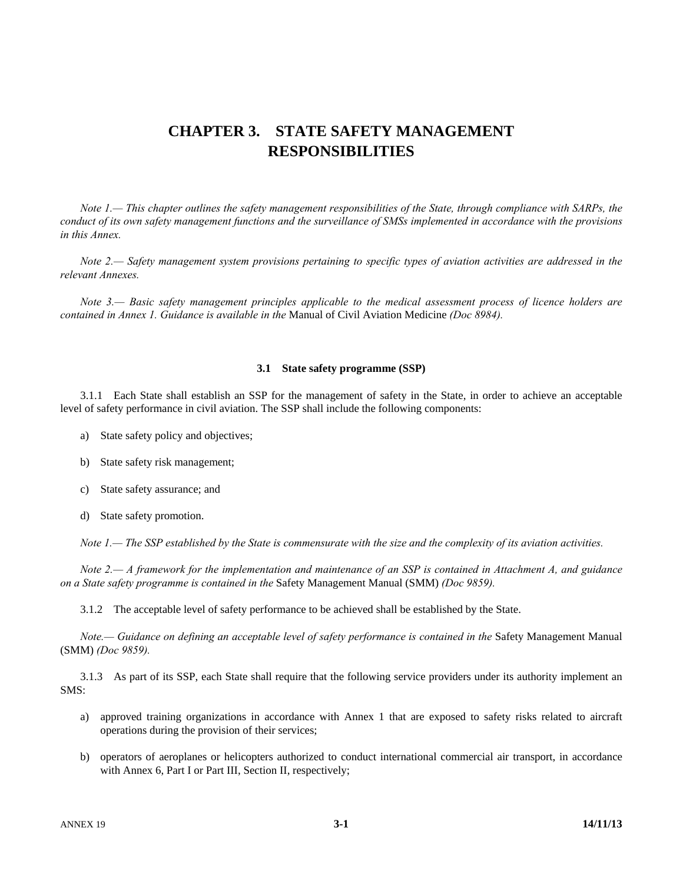# CHAPTER 3. STATE SAFETY MANAGEMENT RESPONSIBILITIES

*Note 1.— This chapter outlines the safety management responsibilities of the State, through compliance with SARPs, the conduct of its own safety management functions and the surveillance of SMSs implemented in accordance with the provisions in this Annex.*

*Note 2.— Safety management system provisions pertaining to specific types of aviation activities are addressed in the relevant Annexes.*

*Note 3.— Basic safety management principles applicable to the medical assessment process of licence holders are contained in Annex 1. Guidance is available in the* Manual of Civil Aviation Medicine *(Doc 8984).*

### 3.1 State safety programme (SSP)

3.1.1 Each State shall establish an SSP for the management of safety in the State, in order to achieve an acceptable level of safety performance in civil aviation. The SSP shall include the following components:

a) State safety policy and objectives;

b) State safety risk management;

c) State safety assurance; and

d) State safety promotion.

*Note 1.— The SSP established by the State is commensurate with the size and the complexity of its aviation activities.*

*Note 2.— A framework for the implementation and maintenance of an SSP is contained in Attachment A, and guidance on a State safety programme is contained in the* Safety Management Manual (SMM) *(Doc 9859).*

3.1.2 The acceptable level of safety performance to be achieved shall be established by the State.

*Note.— Guidance on defining an acceptable level of safety performance is contained in the* Safety Management Manual (SMM) *(Doc 9859).*

3.1.3 As part of its SSP, each State shall require that the following service providers under its authority implement an SMS:

a) approved training organizations in accordance with Annex 1 that are exposed to safety risks related to aircraft operations during the provision of their services;

b) operators of aeroplanes or helicopters authorized to conduct international commercial air transport, in accordance with Annex 6, Part I or Part III, Section II, respectively;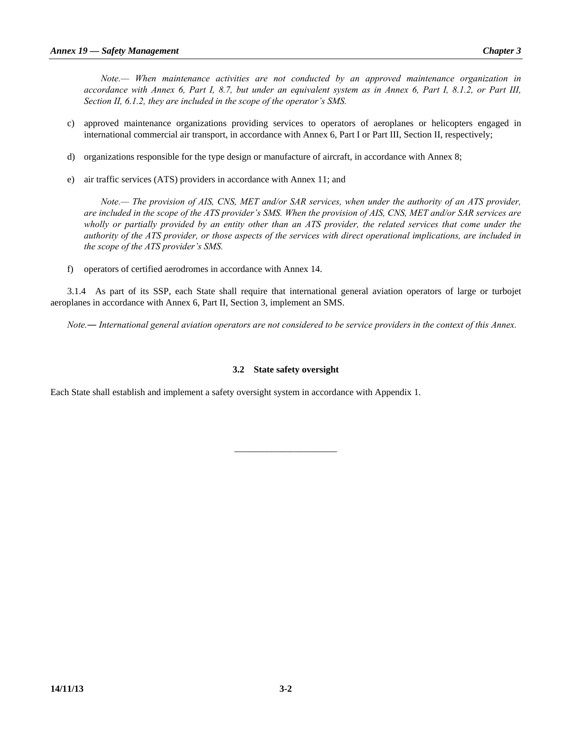*Note.— When maintenance activities are not conducted by an approved maintenance organization in accordance with Annex 6, Part I, 8.7, but under an equivalent system as in Annex 6, Part I, 8.1.2, or Part III, Section II, 6.1.2, they are included in the scope of the operator's SMS.*

c) approved maintenance organizations providing services to operators of aeroplanes or helicopters engaged in international commercial air transport, in accordance with Annex 6, Part I or Part III, Section II, respectively;

d) organizations responsible for the type design or manufacture of aircraft, in accordance with Annex 8;

e) air traffic services (ATS) providers in accordance with Annex 11; and

*Note.— The provision of AIS, CNS, MET and/or SAR services, when under the authority of an ATS provider, are included in the scope of the ATS provider's SMS. When the provision of AIS, CNS, MET and/or SAR services are wholly or partially provided by an entity other than an ATS provider, the related services that come under the authority of the ATS provider, or those aspects of the services with direct operational implications, are included in the scope of the ATS provider's SMS.*

f) operators of certified aerodromes in accordance with Annex 14.

3.1.4 As part of its SSP, each State shall require that international general aviation operators of large or turbojet aeroplanes in accordance with Annex 6, Part II, Section 3, implement an SMS.

*Note.— International general aviation operators are not considered to be service providers in the context of this Annex.*

### 3.2 State safety oversight

Each State shall establish and implement a safety oversight system in accordance with Appendix 1.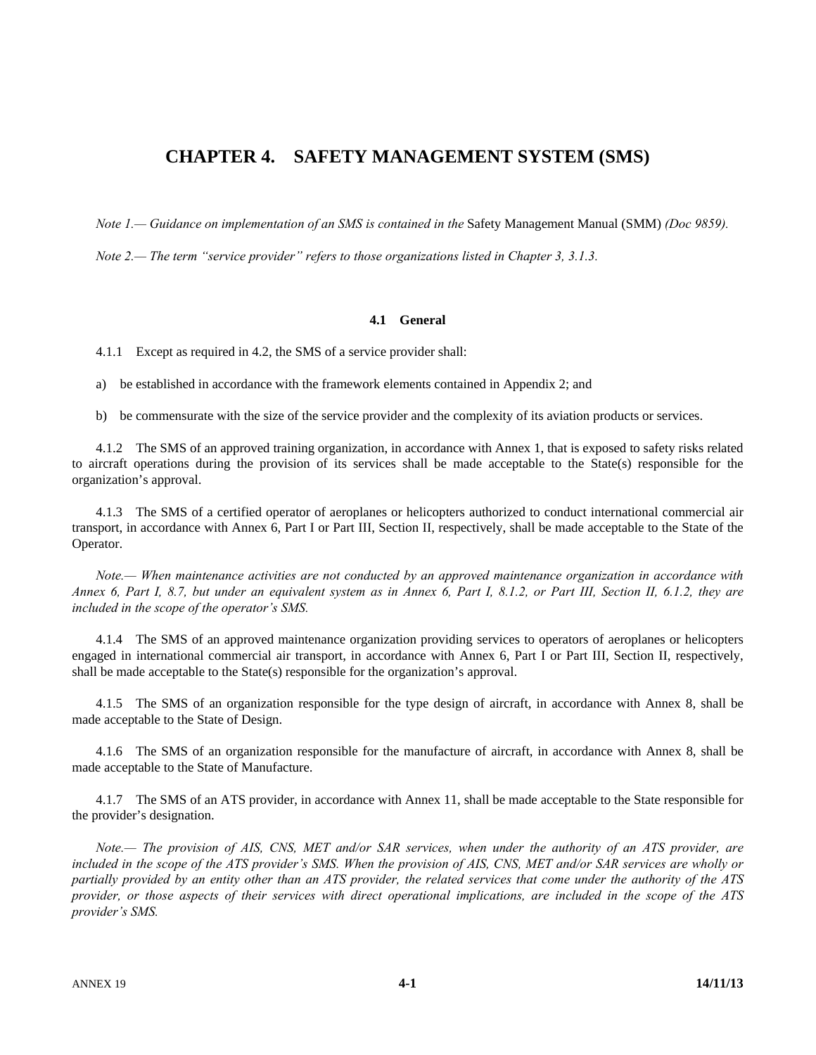# CHAPTER 4. SAFETY MANAGEMENT SYSTEM (SMS)

*Note 1.— Guidance on implementation of an SMS is contained in the* Safety Management Manual (SMM) *(Doc 9859).*

*Note 2.— The term "service provider" refers to those organizations listed in Chapter 3, 3.1.3.*

## 4.1 General

4.1.1 Except as required in 4.2, the SMS of a service provider shall:

a) be established in accordance with the framework elements contained in Appendix 2; and

b) be commensurate with the size of the service provider and the complexity of its aviation products or services.

4.1.2 The SMS of an approved training organization, in accordance with Annex 1, that is exposed to safety risks related to aircraft operations during the provision of its services shall be made acceptable to the State(s) responsible for the organization's approval.

4.1.3 The SMS of a certified operator of aeroplanes or helicopters authorized to conduct international commercial air transport, in accordance with Annex 6, Part I or Part III, Section II, respectively, shall be made acceptable to the State of the Operator.

*Note.— When maintenance activities are not conducted by an approved maintenance organization in accordance with Annex 6, Part I, 8.7, but under an equivalent system as in Annex 6, Part I, 8.1.2, or Part III, Section II, 6.1.2, they are included in the scope of the operator's SMS.*

4.1.4 The SMS of an approved maintenance organization providing services to operators of aeroplanes or helicopters engaged in international commercial air transport, in accordance with Annex 6, Part I or Part III, Section II, respectively, shall be made acceptable to the State(s) responsible for the organization's approval.

4.1.5 The SMS of an organization responsible for the type design of aircraft, in accordance with Annex 8, shall be made acceptable to the State of Design.

4.1.6 The SMS of an organization responsible for the manufacture of aircraft, in accordance with Annex 8, shall be made acceptable to the State of Manufacture.

4.1.7 The SMS of an ATS provider, in accordance with Annex 11, shall be made acceptable to the State responsible for the provider's designation.

*Note.— The provision of AIS, CNS, MET and/or SAR services, when under the authority of an ATS provider, are included in the scope of the ATS provider's SMS. When the provision of AIS, CNS, MET and/or SAR services are wholly or partially provided by an entity other than an ATS provider, the related services that come under the authority of the ATS provider, or those aspects of their services with direct operational implications, are included in the scope of the ATS provider's SMS.*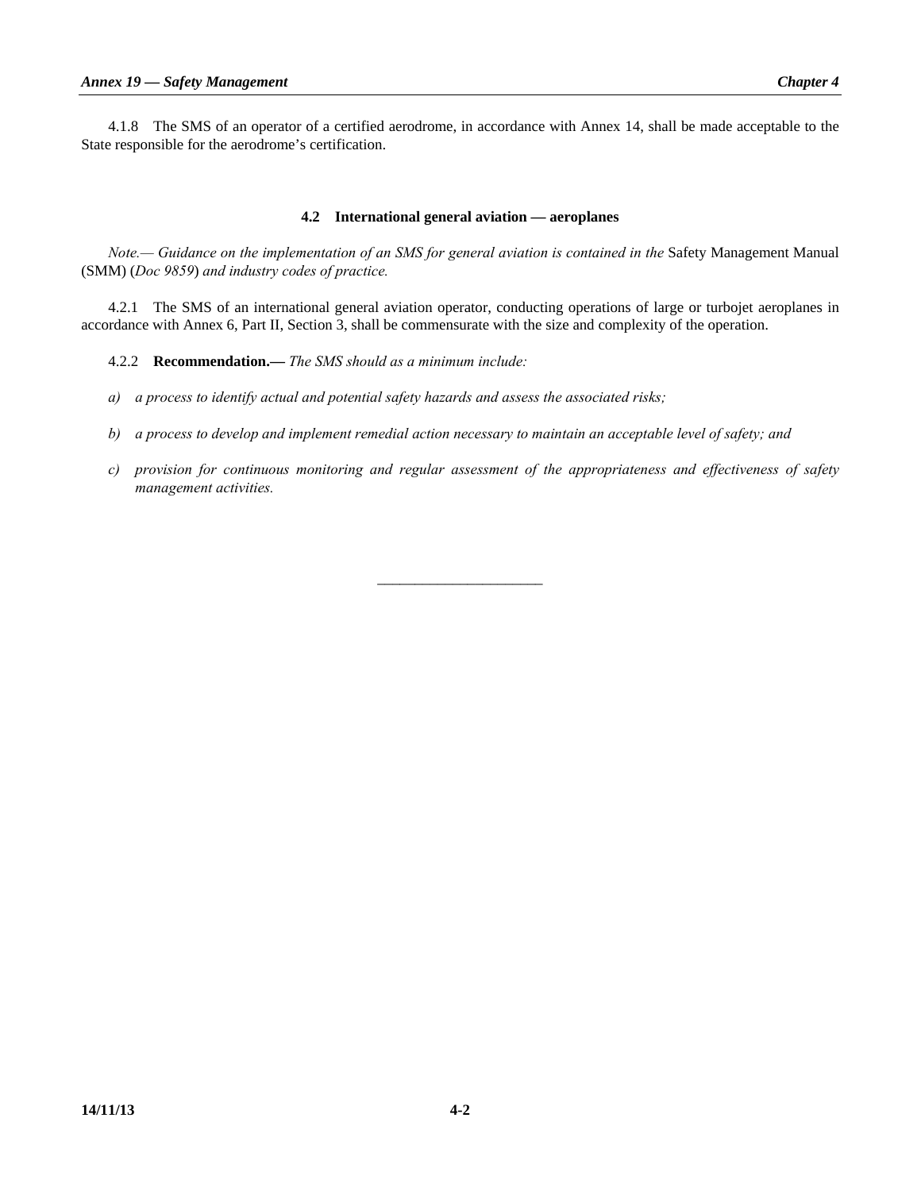4.1.8 The SMS of an operator of a certified aerodrome, in accordance with Annex 14, shall be made acceptable to the State responsible for the aerodrome's certification.

### 4.2 International general aviation — aeroplanes

*Note.— Guidance on the implementation of an SMS for general aviation is contained in the* Safety Management Manual (SMM) (*Doc 9859*) *and industry codes of practice.*

4.2.1 The SMS of an international general aviation operator, conducting operations of large or turbojet aeroplanes in accordance with Annex 6, Part II, Section 3, shall be commensurate with the size and complexity of the operation.

4.2.2 **Recommendation.—** *The SMS should as a minimum include:*

*a) a process to identify actual and potential safety hazards and assess the associated risks;*

*b) a process to develop and implement remedial action necessary to maintain an acceptable level of safety; and*

*c) provision for continuous monitoring and regular assessment of the appropriateness and effectiveness of safety management activities.*

———————————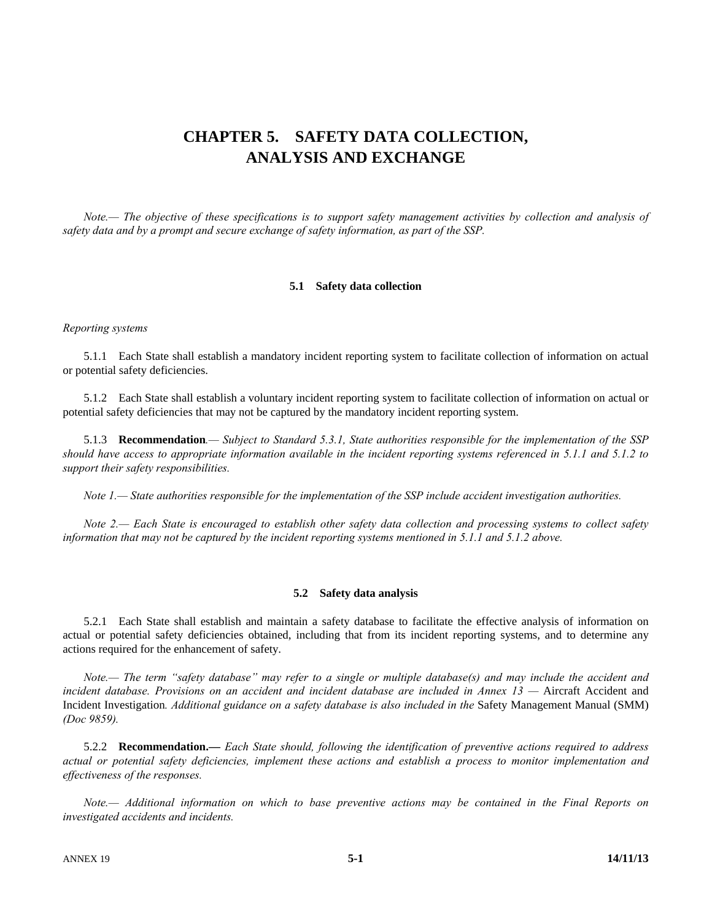# CHAPTER 5. SAFETY DATA COLLECTION, ANALYSIS AND EXCHANGE

*Note.— The objective of these specifications is to support safety management activities by collection and analysis of safety data and by a prompt and secure exchange of safety information, as part of the SSP.*

## 5.1 Safety data collection

*Reporting systems*

5.1.1 Each State shall establish a mandatory incident reporting system to facilitate collection of information on actual or potential safety deficiencies.

5.1.2 Each State shall establish a voluntary incident reporting system to facilitate collection of information on actual or potential safety deficiencies that may not be captured by the mandatory incident reporting system.

5.1.3 **Recommendation***.— Subject to Standard 5.3.1, State authorities responsible for the implementation of the SSP should have access to appropriate information available in the incident reporting systems referenced in 5.1.1 and 5.1.2 to support their safety responsibilities.*

*Note 1.— State authorities responsible for the implementation of the SSP include accident investigation authorities.*

*Note 2.— Each State is encouraged to establish other safety data collection and processing systems to collect safety information that may not be captured by the incident reporting systems mentioned in 5.1.1 and 5.1.2 above.*

## 5.2 Safety data analysis

5.2.1 Each State shall establish and maintain a safety database to facilitate the effective analysis of information on actual or potential safety deficiencies obtained, including that from its incident reporting systems, and to determine any actions required for the enhancement of safety.

*Note.— The term "safety database" may refer to a single or multiple database(s) and may include the accident and incident database. Provisions on an accident and incident database are included in Annex 13 —* Aircraft Accident and Incident Investigation*. Additional guidance on a safety database is also included in the* Safety Management Manual (SMM) *(Doc 9859).*

5.2.2 **Recommendation.—** *Each State should, following the identification of preventive actions required to address actual or potential safety deficiencies, implement these actions and establish a process to monitor implementation and effectiveness of the responses.*

*Note.— Additional information on which to base preventive actions may be contained in the Final Reports on investigated accidents and incidents.*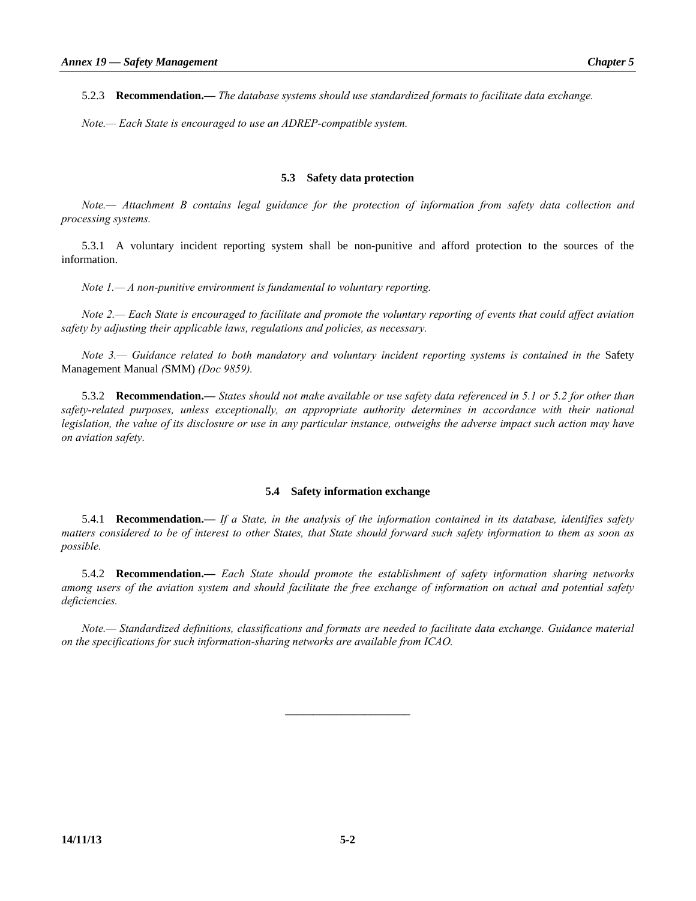5.2.3 **Recommendation.—** *The database systems should use standardized formats to facilitate data exchange.*

*Note.— Each State is encouraged to use an ADREP-compatible system.*

## 5.3 Safety data protection

*Note.— Attachment B contains legal guidance for the protection of information from safety data collection and processing systems.*

5.3.1 A voluntary incident reporting system shall be non-punitive and afford protection to the sources of the information.

*Note 1.— A non-punitive environment is fundamental to voluntary reporting.*

*Note 2.— Each State is encouraged to facilitate and promote the voluntary reporting of events that could affect aviation safety by adjusting their applicable laws, regulations and policies, as necessary.*

*Note 3.— Guidance related to both mandatory and voluntary incident reporting systems is contained in the* Safety Management Manual *(*SMM) *(Doc 9859).*

5.3.2 **Recommendation.—** *States should not make available or use safety data referenced in 5.1 or 5.2 for other than safety-related purposes, unless exceptionally, an appropriate authority determines in accordance with their national legislation, the value of its disclosure or use in any particular instance, outweighs the adverse impact such action may have on aviation safety.*

## 5.4 Safety information exchange

5.4.1 **Recommendation.—** *If a State, in the analysis of the information contained in its database, identifies safety matters considered to be of interest to other States, that State should forward such safety information to them as soon as possible.*

5.4.2 **Recommendation.—** *Each State should promote the establishment of safety information sharing networks among users of the aviation system and should facilitate the free exchange of information on actual and potential safety deficiencies.*

*Note.— Standardized definitions, classifications and formats are needed to facilitate data exchange. Guidance material on the specifications for such information-sharing networks are available from ICAO.*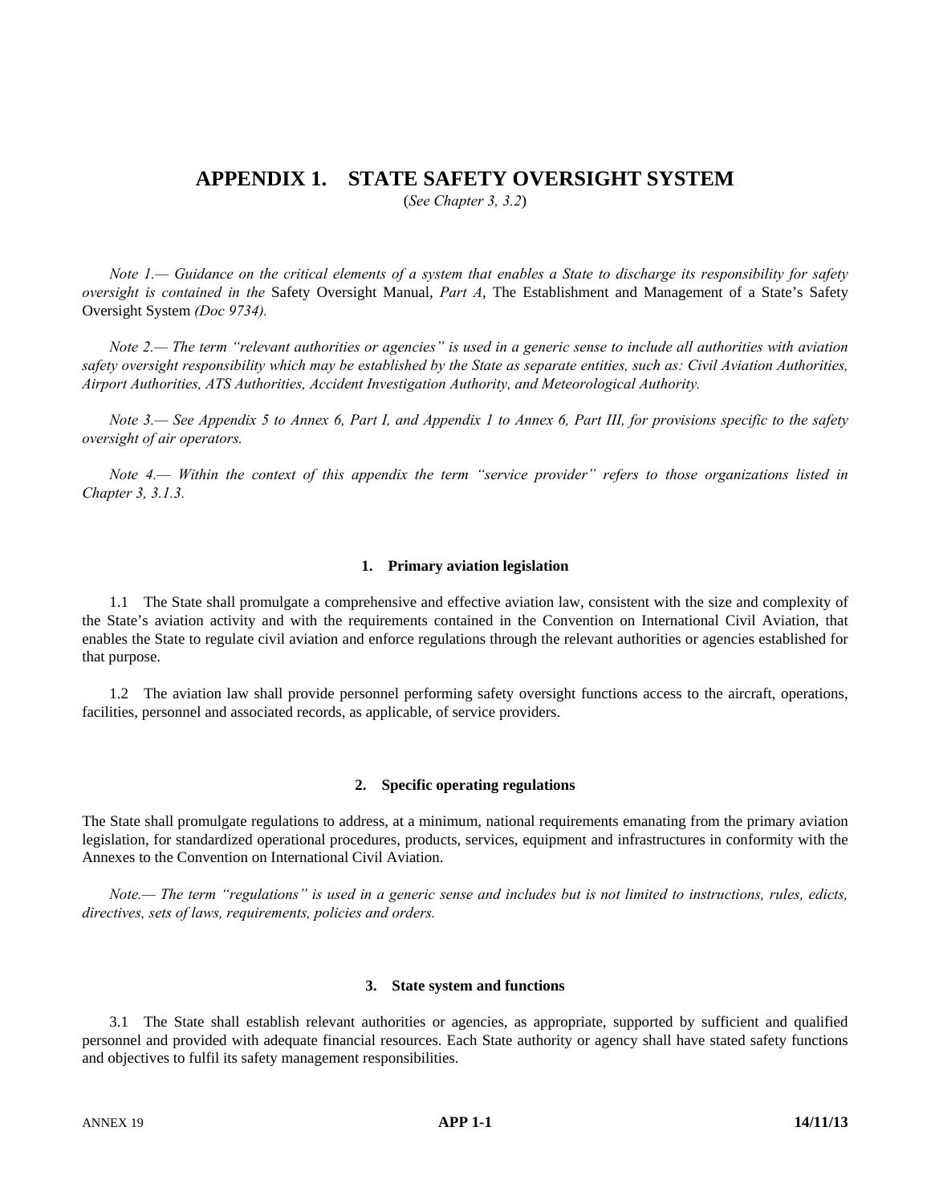# APPENDIX 1. STATE SAFETY OVERSIGHT SYSTEM

(*See Chapter 3, 3.2*)

*Note 1.— Guidance on the critical elements of a system that enables a State to discharge its responsibility for safety oversight is contained in the* Safety Oversight Manual, *Part A*, The Establishment and Management of a State's Safety Oversight System *(Doc 9734).*

*Note 2.— The term "relevant authorities or agencies" is used in a generic sense to include all authorities with aviation safety oversight responsibility which may be established by the State as separate entities, such as: Civil Aviation Authorities, Airport Authorities, ATS Authorities, Accident Investigation Authority, and Meteorological Authority.*

*Note 3.— See Appendix 5 to Annex 6, Part I, and Appendix 1 to Annex 6, Part III, for provisions specific to the safety oversight of air operators.*

*Note 4.— Within the context of this appendix the term "service provider" refers to those organizations listed in Chapter 3, 3.1.3.*

### 1. Primary aviation legislation

1.1 The State shall promulgate a comprehensive and effective aviation law, consistent with the size and complexity of the State's aviation activity and with the requirements contained in the Convention on International Civil Aviation, that enables the State to regulate civil aviation and enforce regulations through the relevant authorities or agencies established for that purpose.

1.2 The aviation law shall provide personnel performing safety oversight functions access to the aircraft, operations, facilities, personnel and associated records, as applicable, of service providers.

### 2. Specific operating regulations

The State shall promulgate regulations to address, at a minimum, national requirements emanating from the primary aviation legislation, for standardized operational procedures, products, services, equipment and infrastructures in conformity with the Annexes to the Convention on International Civil Aviation.

*Note.— The term "regulations" is used in a generic sense and includes but is not limited to instructions, rules, edicts, directives, sets of laws, requirements, policies and orders.*

### 3. State system and functions

3.1 The State shall establish relevant authorities or agencies, as appropriate, supported by sufficient and qualified personnel and provided with adequate financial resources. Each State authority or agency shall have stated safety functions and objectives to fulfil its safety management responsibilities.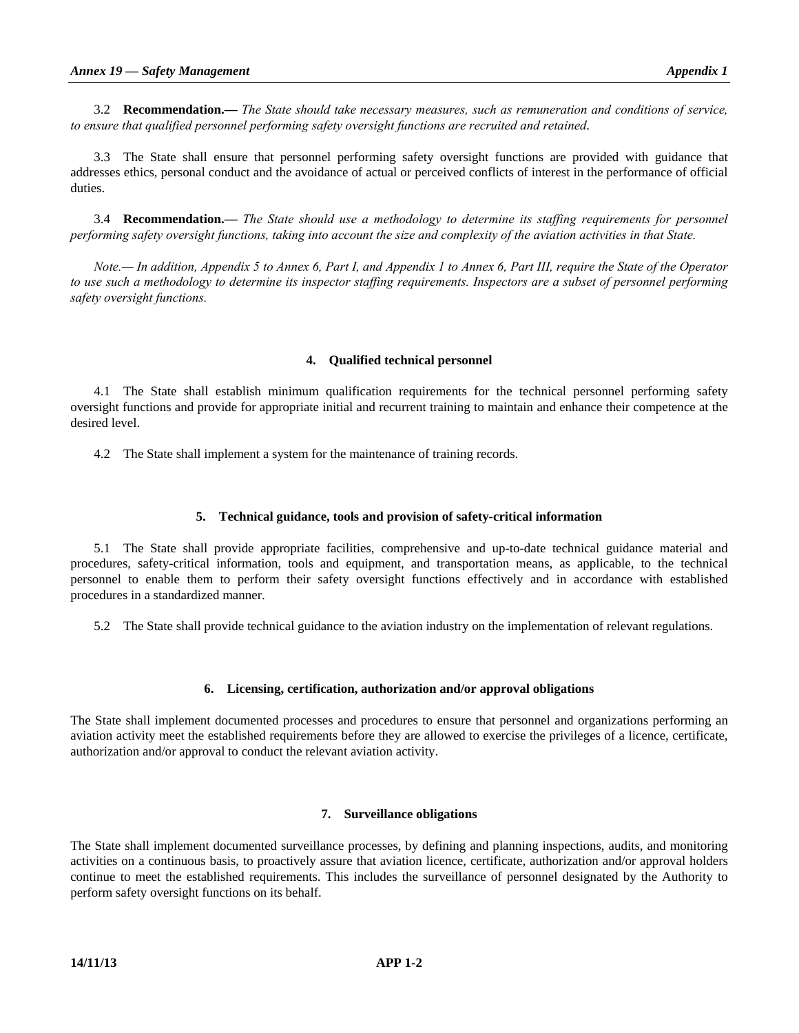3.2 **Recommendation.—** *The State should take necessary measures, such as remuneration and conditions of service, to ensure that qualified personnel performing safety oversight functions are recruited and retained.*

3.3 The State shall ensure that personnel performing safety oversight functions are provided with guidance that addresses ethics, personal conduct and the avoidance of actual or perceived conflicts of interest in the performance of official duties.

3.4 **Recommendation.—** *The State should use a methodology to determine its staffing requirements for personnel performing safety oversight functions, taking into account the size and complexity of the aviation activities in that State.*

*Note.— In addition, Appendix 5 to Annex 6, Part I, and Appendix 1 to Annex 6, Part III, require the State of the Operator to use such a methodology to determine its inspector staffing requirements. Inspectors are a subset of personnel performing safety oversight functions.*

## 4. Qualified technical personnel

4.1 The State shall establish minimum qualification requirements for the technical personnel performing safety oversight functions and provide for appropriate initial and recurrent training to maintain and enhance their competence at the desired level.

4.2 The State shall implement a system for the maintenance of training records.

## 5. Technical guidance, tools and provision of safety-critical information

5.1 The State shall provide appropriate facilities, comprehensive and up-to-date technical guidance material and procedures, safety-critical information, tools and equipment, and transportation means, as applicable, to the technical personnel to enable them to perform their safety oversight functions effectively and in accordance with established procedures in a standardized manner.

5.2 The State shall provide technical guidance to the aviation industry on the implementation of relevant regulations.

## 6. Licensing, certification, authorization and/or approval obligations

The State shall implement documented processes and procedures to ensure that personnel and organizations performing an aviation activity meet the established requirements before they are allowed to exercise the privileges of a licence, certificate, authorization and/or approval to conduct the relevant aviation activity.

## 7. Surveillance obligations

The State shall implement documented surveillance processes, by defining and planning inspections, audits, and monitoring activities on a continuous basis, to proactively assure that aviation licence, certificate, authorization and/or approval holders continue to meet the established requirements. This includes the surveillance of personnel designated by the Authority to perform safety oversight functions on its behalf.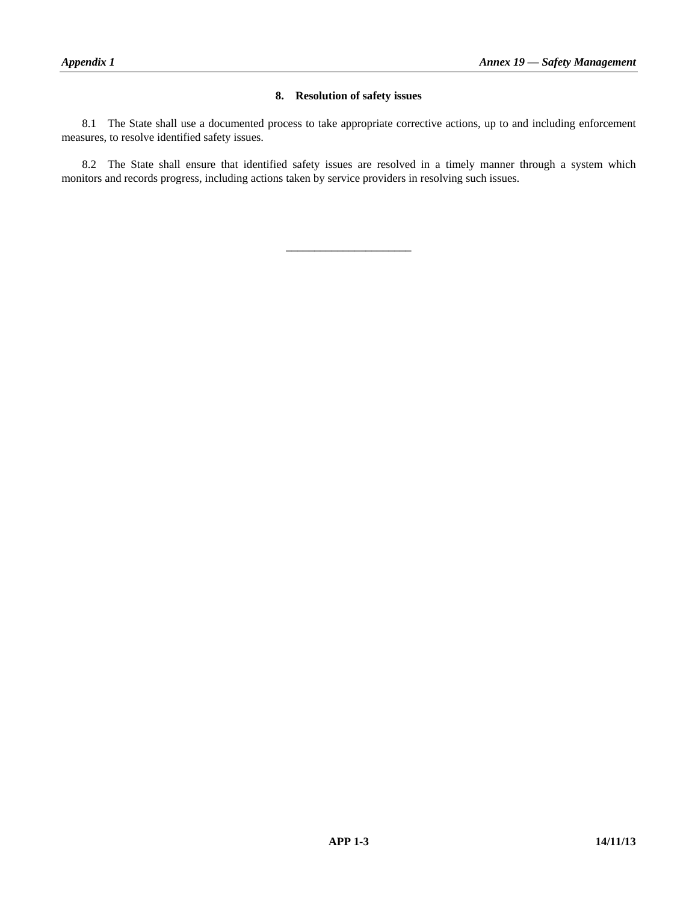## 8. Resolution of safety issues

8.1 The State shall use a documented process to take appropriate corrective actions, up to and including enforcement measures, to resolve identified safety issues.

8.2 The State shall ensure that identified safety issues are resolved in a timely manner through a system which monitors and records progress, including actions taken by service providers in resolving such issues.

———————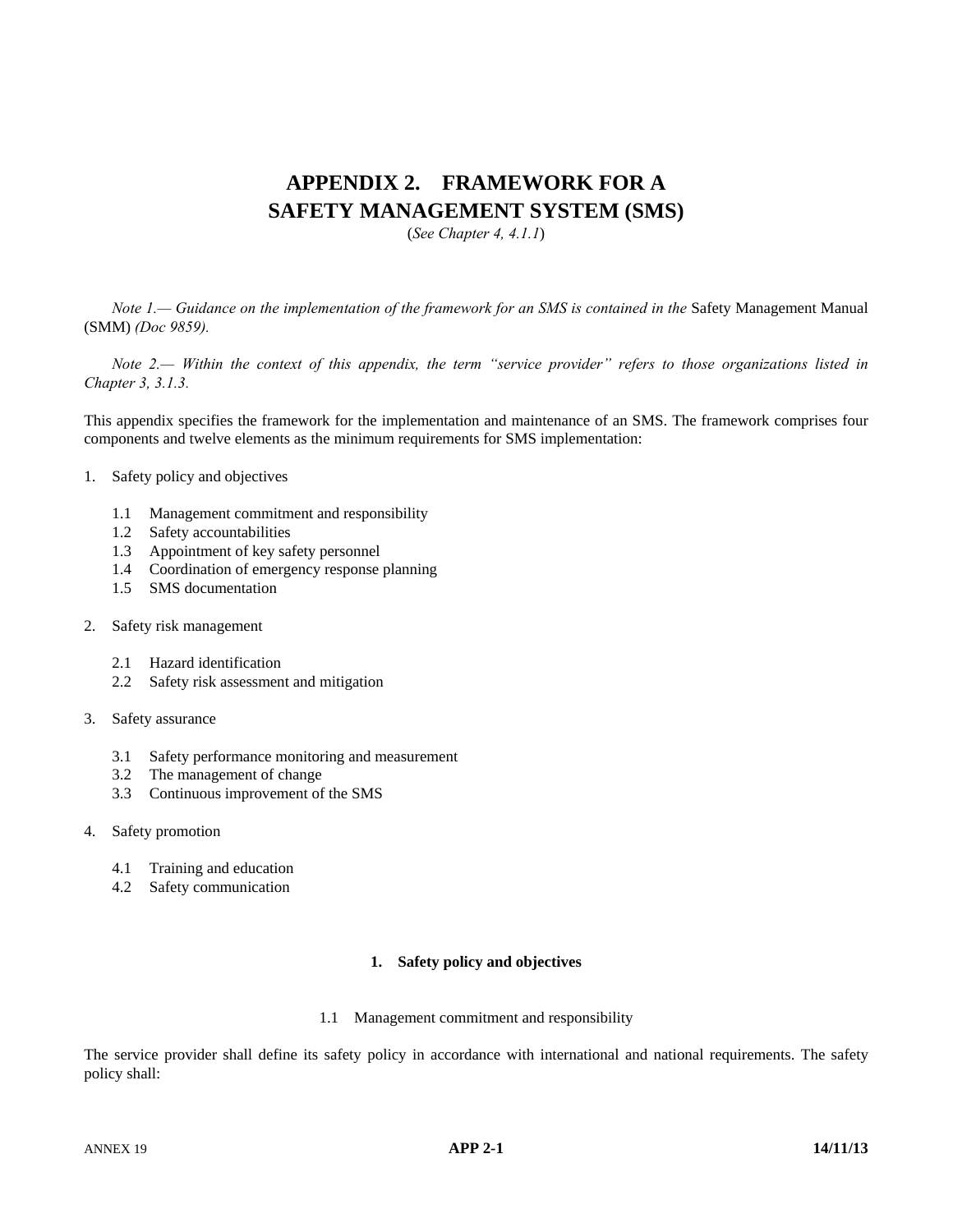# APPENDIX 2. FRAMEWORK FOR A SAFETY MANAGEMENT SYSTEM (SMS)

(*See Chapter 4, 4.1.1*)

*Note 1.— Guidance on the implementation of the framework for an SMS is contained in the* Safety Management Manual (SMM) *(Doc 9859).*

*Note 2.— Within the context of this appendix, the term "service provider" refers to those organizations listed in Chapter 3, 3.1.3.*

This appendix specifies the framework for the implementation and maintenance of an SMS. The framework comprises four components and twelve elements as the minimum requirements for SMS implementation:

1. Safety policy and objectives
   - 1.1 Management commitment and responsibility
   - 1.2 Safety accountabilities
   - 1.3 Appointment of key safety personnel
   - 1.4 Coordination of emergency response planning
   - 1.5 SMS documentation
2. Safety risk management
   - 2.1 Hazard identification
   - 2.2 Safety risk assessment and mitigation
3. Safety assurance
   - 3.1 Safety performance monitoring and measurement
   - 3.2 The management of change
   - 3.3 Continuous improvement of the SMS
4. Safety promotion
   - 4.1 Training and education
   - 4.2 Safety communication

## 1. Safety policy and objectives

### 1.1 Management commitment and responsibility

The service provider shall define its safety policy in accordance with international and national requirements. The safety policy shall: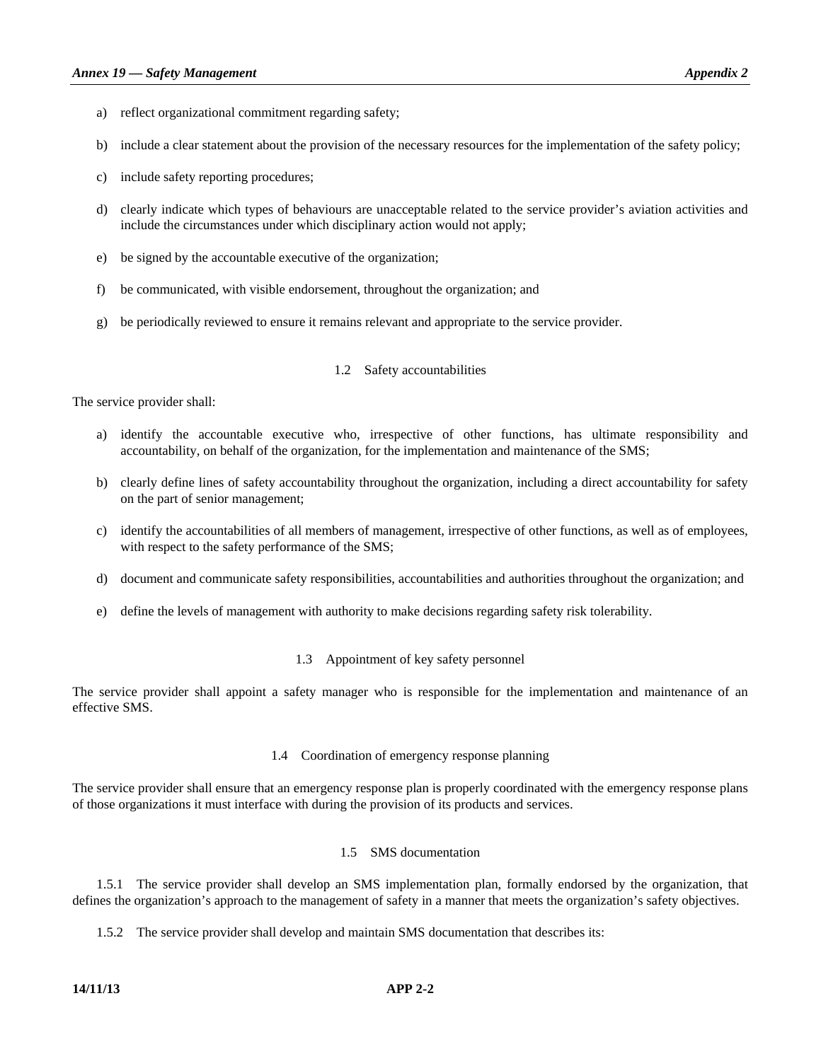a) reflect organizational commitment regarding safety;

b) include a clear statement about the provision of the necessary resources for the implementation of the safety policy;

c) include safety reporting procedures;

d) clearly indicate which types of behaviours are unacceptable related to the service provider's aviation activities and include the circumstances under which disciplinary action would not apply;

e) be signed by the accountable executive of the organization;

f) be communicated, with visible endorsement, throughout the organization; and

g) be periodically reviewed to ensure it remains relevant and appropriate to the service provider.

### 1.2 Safety accountabilities

The service provider shall:

a) identify the accountable executive who, irrespective of other functions, has ultimate responsibility and accountability, on behalf of the organization, for the implementation and maintenance of the SMS;

b) clearly define lines of safety accountability throughout the organization, including a direct accountability for safety on the part of senior management;

c) identify the accountabilities of all members of management, irrespective of other functions, as well as of employees, with respect to the safety performance of the SMS;

d) document and communicate safety responsibilities, accountabilities and authorities throughout the organization; and

e) define the levels of management with authority to make decisions regarding safety risk tolerability.

### 1.3 Appointment of key safety personnel

The service provider shall appoint a safety manager who is responsible for the implementation and maintenance of an effective SMS.

### 1.4 Coordination of emergency response planning

The service provider shall ensure that an emergency response plan is properly coordinated with the emergency response plans of those organizations it must interface with during the provision of its products and services.

### 1.5 SMS documentation

1.5.1 The service provider shall develop an SMS implementation plan, formally endorsed by the organization, that defines the organization's approach to the management of safety in a manner that meets the organization's safety objectives.

1.5.2 The service provider shall develop and maintain SMS documentation that describes its: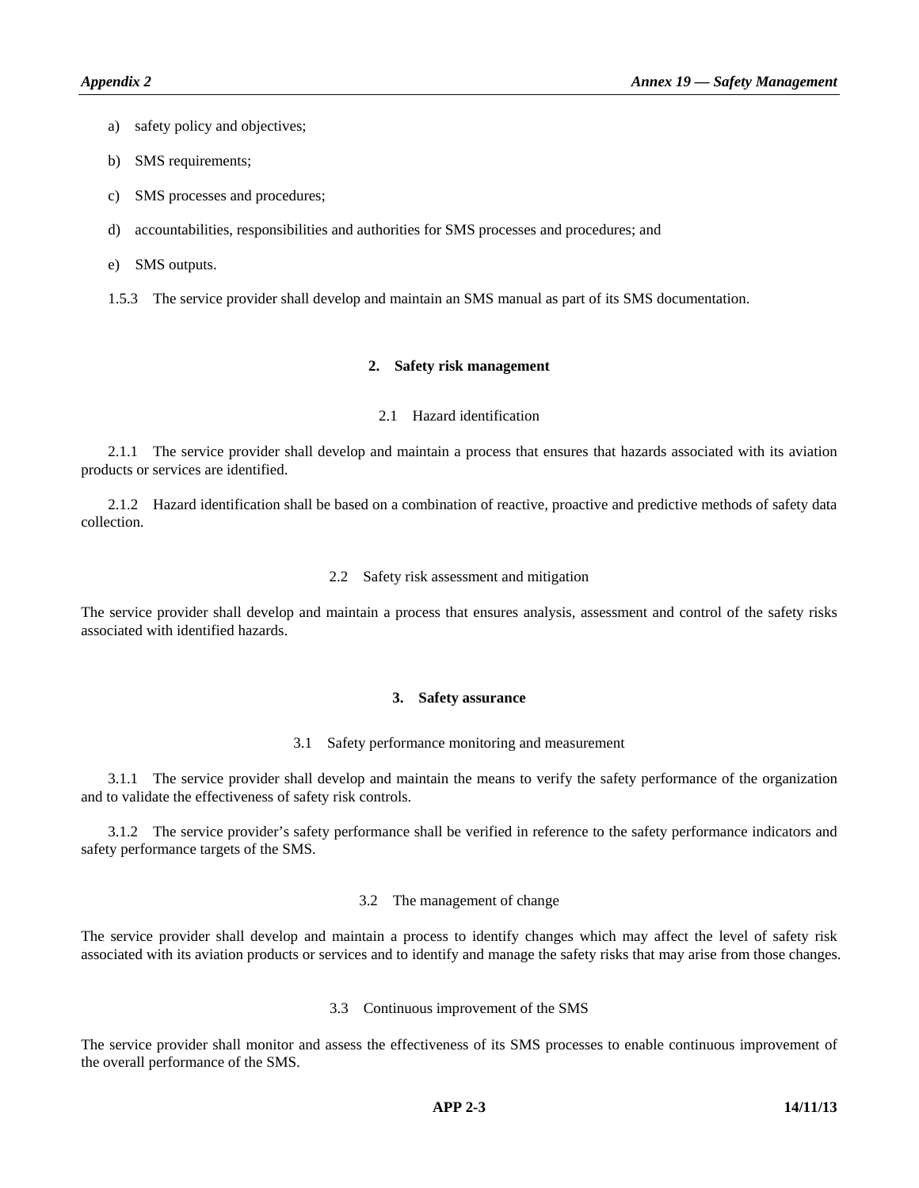a) safety policy and objectives;

b) SMS requirements;

c) SMS processes and procedures;

d) accountabilities, responsibilities and authorities for SMS processes and procedures; and

e) SMS outputs.

1.5.3 The service provider shall develop and maintain an SMS manual as part of its SMS documentation.

## 2. Safety risk management

### 2.1 Hazard identification

2.1.1 The service provider shall develop and maintain a process that ensures that hazards associated with its aviation products or services are identified.

2.1.2 Hazard identification shall be based on a combination of reactive, proactive and predictive methods of safety data collection.

### 2.2 Safety risk assessment and mitigation

The service provider shall develop and maintain a process that ensures analysis, assessment and control of the safety risks associated with identified hazards.

## 3. Safety assurance

### 3.1 Safety performance monitoring and measurement

3.1.1 The service provider shall develop and maintain the means to verify the safety performance of the organization and to validate the effectiveness of safety risk controls.

3.1.2 The service provider's safety performance shall be verified in reference to the safety performance indicators and safety performance targets of the SMS.

### 3.2 The management of change

The service provider shall develop and maintain a process to identify changes which may affect the level of safety risk associated with its aviation products or services and to identify and manage the safety risks that may arise from those changes.

### 3.3 Continuous improvement of the SMS

The service provider shall monitor and assess the effectiveness of its SMS processes to enable continuous improvement of the overall performance of the SMS.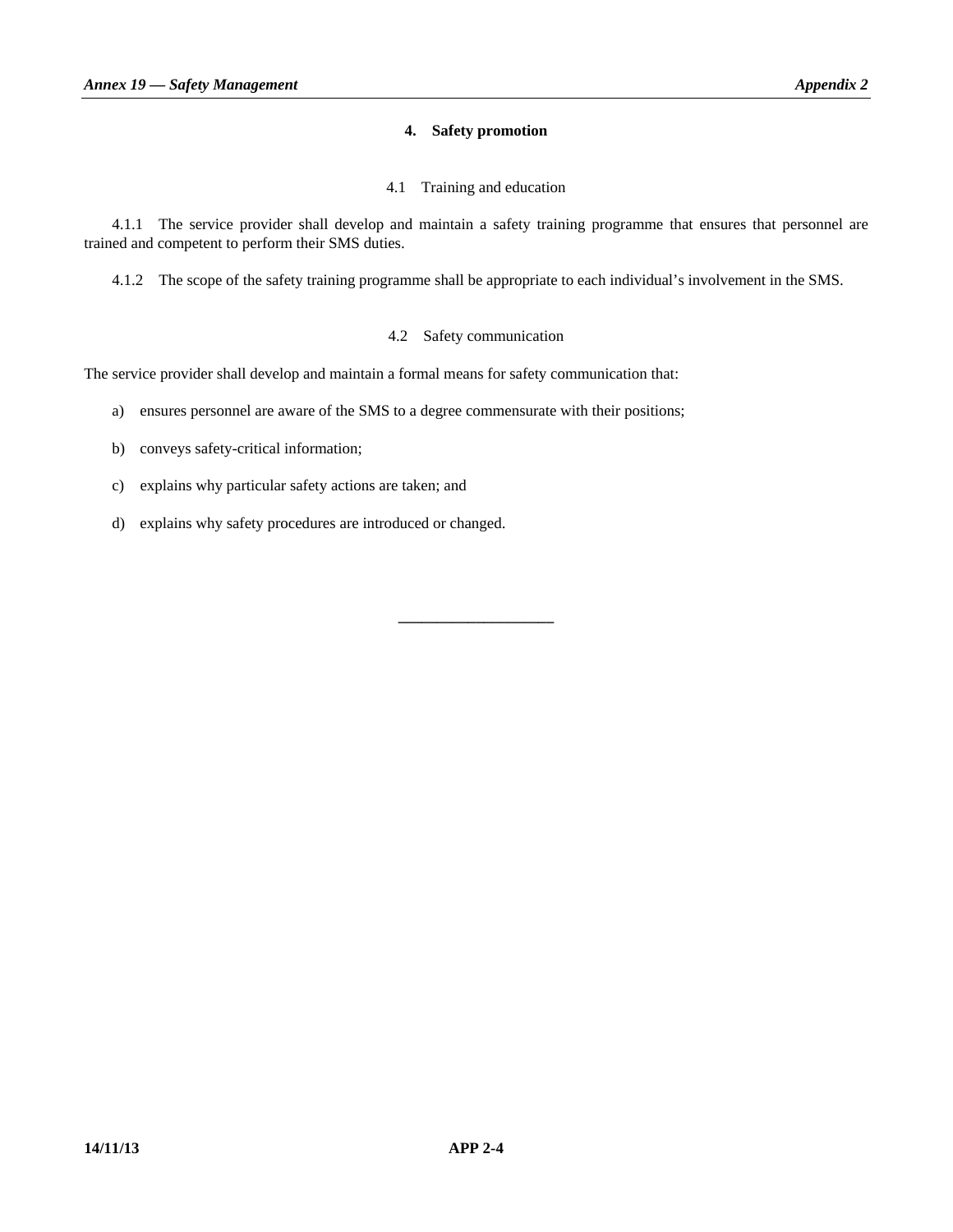## 4. Safety promotion

### 4.1 Training and education

4.1.1 The service provider shall develop and maintain a safety training programme that ensures that personnel are trained and competent to perform their SMS duties.

4.1.2 The scope of the safety training programme shall be appropriate to each individual's involvement in the SMS.

### 4.2 Safety communication

The service provider shall develop and maintain a formal means for safety communication that:

a) ensures personnel are aware of the SMS to a degree commensurate with their positions;

b) conveys safety-critical information;

c) explains why particular safety actions are taken; and

d) explains why safety procedures are introduced or changed.

---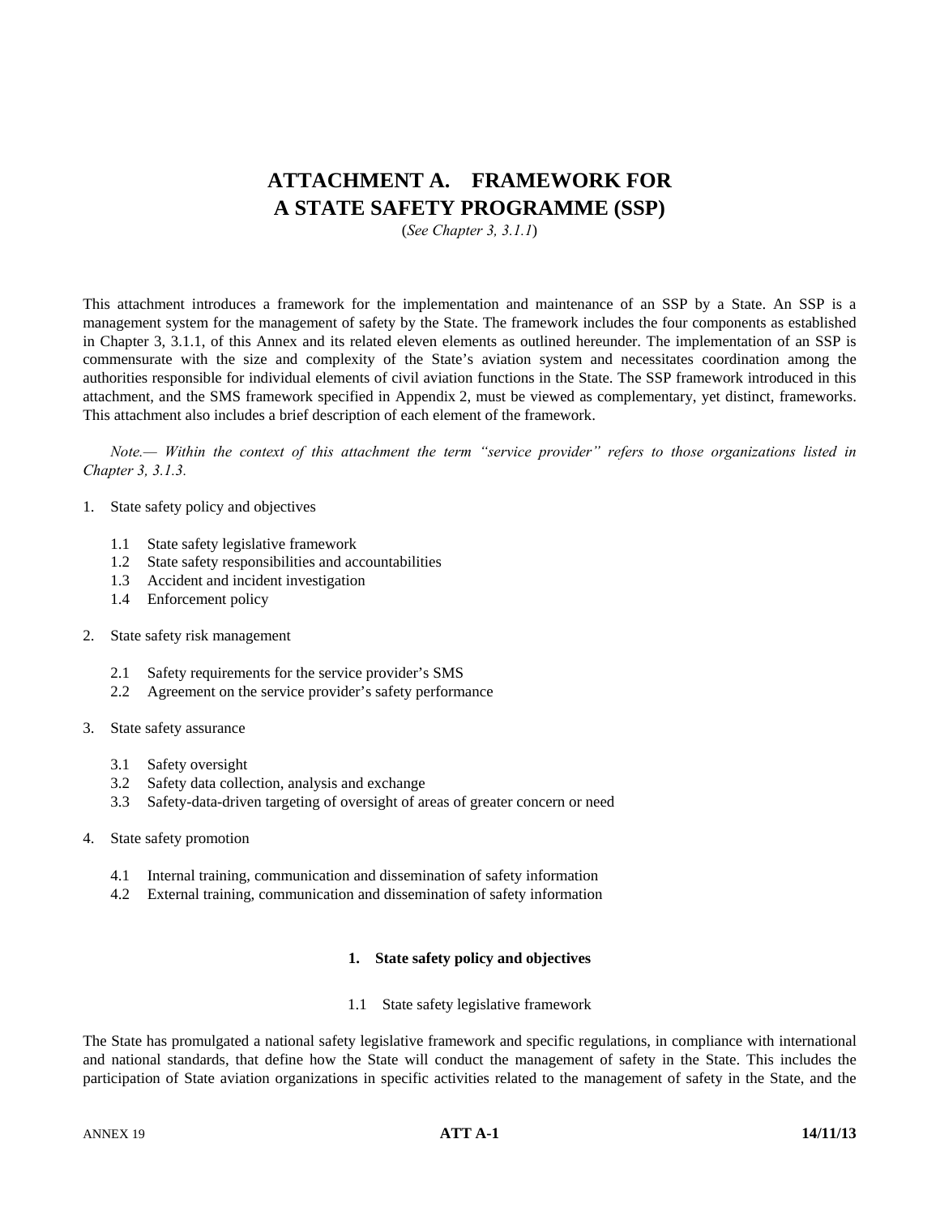# ATTACHMENT A. FRAMEWORK FOR A STATE SAFETY PROGRAMME (SSP)

(*See Chapter 3, 3.1.1*)

This attachment introduces a framework for the implementation and maintenance of an SSP by a State. An SSP is a management system for the management of safety by the State. The framework includes the four components as established in Chapter 3, 3.1.1, of this Annex and its related eleven elements as outlined hereunder. The implementation of an SSP is commensurate with the size and complexity of the State's aviation system and necessitates coordination among the authorities responsible for individual elements of civil aviation functions in the State. The SSP framework introduced in this attachment, and the SMS framework specified in Appendix 2, must be viewed as complementary, yet distinct, frameworks. This attachment also includes a brief description of each element of the framework.

*Note.— Within the context of this attachment the term "service provider" refers to those organizations listed in Chapter 3, 3.1.3.*

1. State safety policy and objectives
   - 1.1 State safety legislative framework
   - 1.2 State safety responsibilities and accountabilities
   - 1.3 Accident and incident investigation
   - 1.4 Enforcement policy
2. State safety risk management
   - 2.1 Safety requirements for the service provider's SMS
   - 2.2 Agreement on the service provider's safety performance
3. State safety assurance
   - 3.1 Safety oversight
   - 3.2 Safety data collection, analysis and exchange
   - 3.3 Safety-data-driven targeting of oversight of areas of greater concern or need
4. State safety promotion
   - 4.1 Internal training, communication and dissemination of safety information
   - 4.2 External training, communication and dissemination of safety information

## 1. State safety policy and objectives

### 1.1 State safety legislative framework

The State has promulgated a national safety legislative framework and specific regulations, in compliance with international and national standards, that define how the State will conduct the management of safety in the State. This includes the participation of State aviation organizations in specific activities related to the management of safety in the State, and the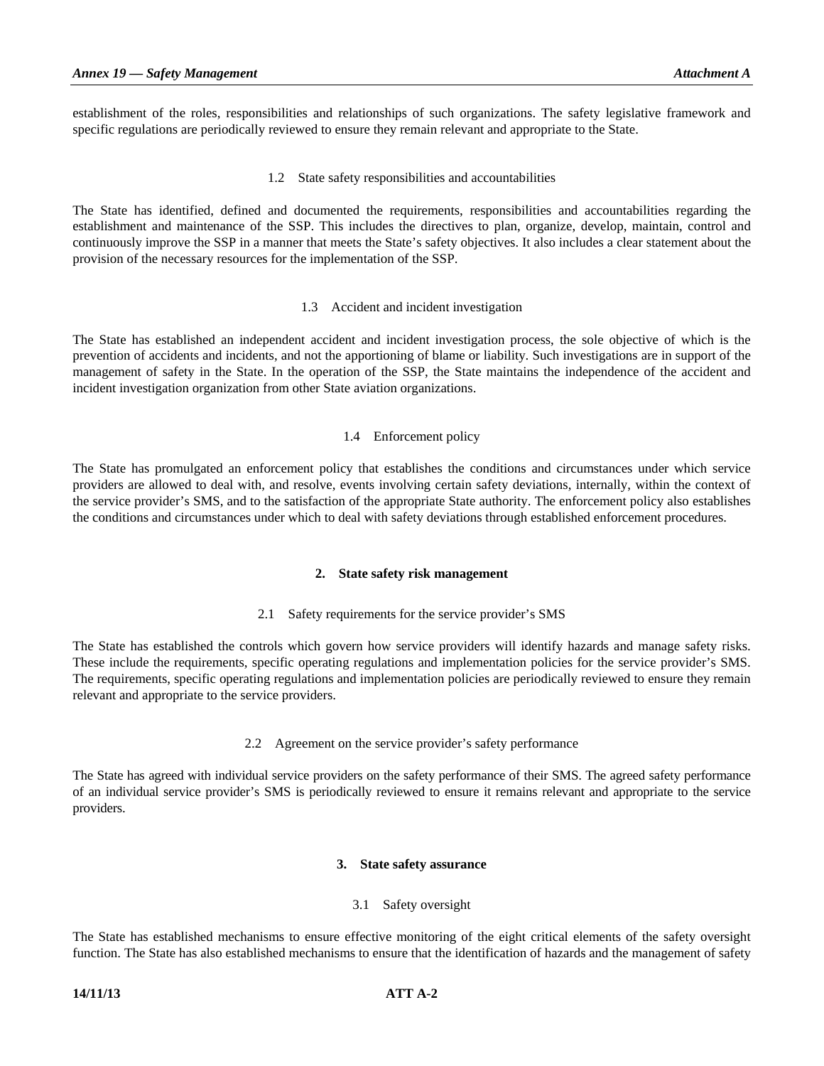establishment of the roles, responsibilities and relationships of such organizations. The safety legislative framework and specific regulations are periodically reviewed to ensure they remain relevant and appropriate to the State.

### 1.2 State safety responsibilities and accountabilities

The State has identified, defined and documented the requirements, responsibilities and accountabilities regarding the establishment and maintenance of the SSP. This includes the directives to plan, organize, develop, maintain, control and continuously improve the SSP in a manner that meets the State's safety objectives. It also includes a clear statement about the provision of the necessary resources for the implementation of the SSP.

### 1.3 Accident and incident investigation

The State has established an independent accident and incident investigation process, the sole objective of which is the prevention of accidents and incidents, and not the apportioning of blame or liability. Such investigations are in support of the management of safety in the State. In the operation of the SSP, the State maintains the independence of the accident and incident investigation organization from other State aviation organizations.

### 1.4 Enforcement policy

The State has promulgated an enforcement policy that establishes the conditions and circumstances under which service providers are allowed to deal with, and resolve, events involving certain safety deviations, internally, within the context of the service provider's SMS, and to the satisfaction of the appropriate State authority. The enforcement policy also establishes the conditions and circumstances under which to deal with safety deviations through established enforcement procedures.

## 2. State safety risk management

### 2.1 Safety requirements for the service provider's SMS

The State has established the controls which govern how service providers will identify hazards and manage safety risks. These include the requirements, specific operating regulations and implementation policies for the service provider's SMS. The requirements, specific operating regulations and implementation policies are periodically reviewed to ensure they remain relevant and appropriate to the service providers.

### 2.2 Agreement on the service provider's safety performance

The State has agreed with individual service providers on the safety performance of their SMS. The agreed safety performance of an individual service provider's SMS is periodically reviewed to ensure it remains relevant and appropriate to the service providers.

## 3. State safety assurance

### 3.1 Safety oversight

The State has established mechanisms to ensure effective monitoring of the eight critical elements of the safety oversight function. The State has also established mechanisms to ensure that the identification of hazards and the management of safety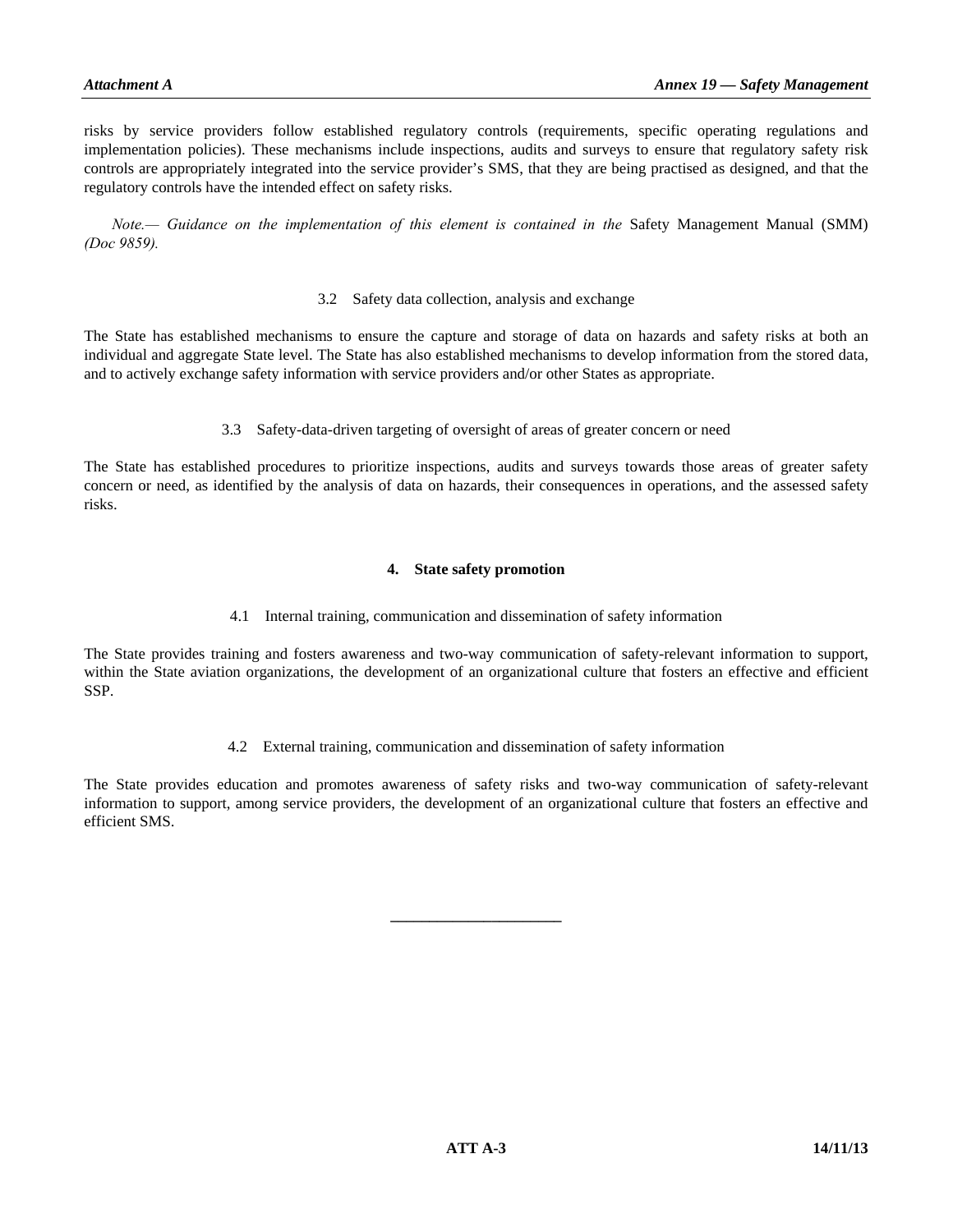risks by service providers follow established regulatory controls (requirements, specific operating regulations and implementation policies). These mechanisms include inspections, audits and surveys to ensure that regulatory safety risk controls are appropriately integrated into the service provider's SMS, that they are being practised as designed, and that the regulatory controls have the intended effect on safety risks.

*Note.— Guidance on the implementation of this element is contained in the* Safety Management Manual (SMM) *(Doc 9859).*

### 3.2 Safety data collection, analysis and exchange

The State has established mechanisms to ensure the capture and storage of data on hazards and safety risks at both an individual and aggregate State level. The State has also established mechanisms to develop information from the stored data, and to actively exchange safety information with service providers and/or other States as appropriate.

### 3.3 Safety-data-driven targeting of oversight of areas of greater concern or need

The State has established procedures to prioritize inspections, audits and surveys towards those areas of greater safety concern or need, as identified by the analysis of data on hazards, their consequences in operations, and the assessed safety risks.

## 4. State safety promotion

### 4.1 Internal training, communication and dissemination of safety information

The State provides training and fosters awareness and two-way communication of safety-relevant information to support, within the State aviation organizations, the development of an organizational culture that fosters an effective and efficient SSP.

### 4.2 External training, communication and dissemination of safety information

The State provides education and promotes awareness of safety risks and two-way communication of safety-relevant information to support, among service providers, the development of an organizational culture that fosters an effective and efficient SMS.

---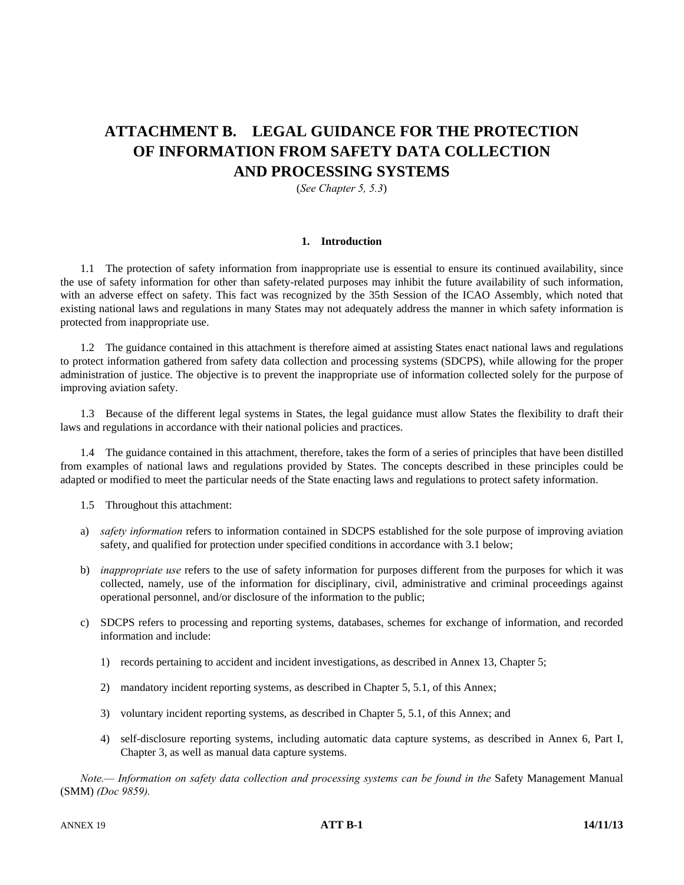# ATTACHMENT B. LEGAL GUIDANCE FOR THE PROTECTION OF INFORMATION FROM SAFETY DATA COLLECTION AND PROCESSING SYSTEMS

(*See Chapter 5, 5.3*)

## 1. Introduction

1.1 The protection of safety information from inappropriate use is essential to ensure its continued availability, since the use of safety information for other than safety-related purposes may inhibit the future availability of such information, with an adverse effect on safety. This fact was recognized by the 35th Session of the ICAO Assembly, which noted that existing national laws and regulations in many States may not adequately address the manner in which safety information is protected from inappropriate use.

1.2 The guidance contained in this attachment is therefore aimed at assisting States enact national laws and regulations to protect information gathered from safety data collection and processing systems (SDCPS), while allowing for the proper administration of justice. The objective is to prevent the inappropriate use of information collected solely for the purpose of improving aviation safety.

1.3 Because of the different legal systems in States, the legal guidance must allow States the flexibility to draft their laws and regulations in accordance with their national policies and practices.

1.4 The guidance contained in this attachment, therefore, takes the form of a series of principles that have been distilled from examples of national laws and regulations provided by States. The concepts described in these principles could be adapted or modified to meet the particular needs of the State enacting laws and regulations to protect safety information.

1.5 Throughout this attachment:

a) *safety information* refers to information contained in SDCPS established for the sole purpose of improving aviation safety, and qualified for protection under specified conditions in accordance with 3.1 below;

b) *inappropriate use* refers to the use of safety information for purposes different from the purposes for which it was collected, namely, use of the information for disciplinary, civil, administrative and criminal proceedings against operational personnel, and/or disclosure of the information to the public;

c) SDCPS refers to processing and reporting systems, databases, schemes for exchange of information, and recorded information and include:

   1) records pertaining to accident and incident investigations, as described in Annex 13, Chapter 5;

   2) mandatory incident reporting systems, as described in Chapter 5, 5.1, of this Annex;

   3) voluntary incident reporting systems, as described in Chapter 5, 5.1, of this Annex; and

   4) self-disclosure reporting systems, including automatic data capture systems, as described in Annex 6, Part I, Chapter 3, as well as manual data capture systems.

*Note.— Information on safety data collection and processing systems can be found in the* Safety Management Manual (SMM) *(Doc 9859).*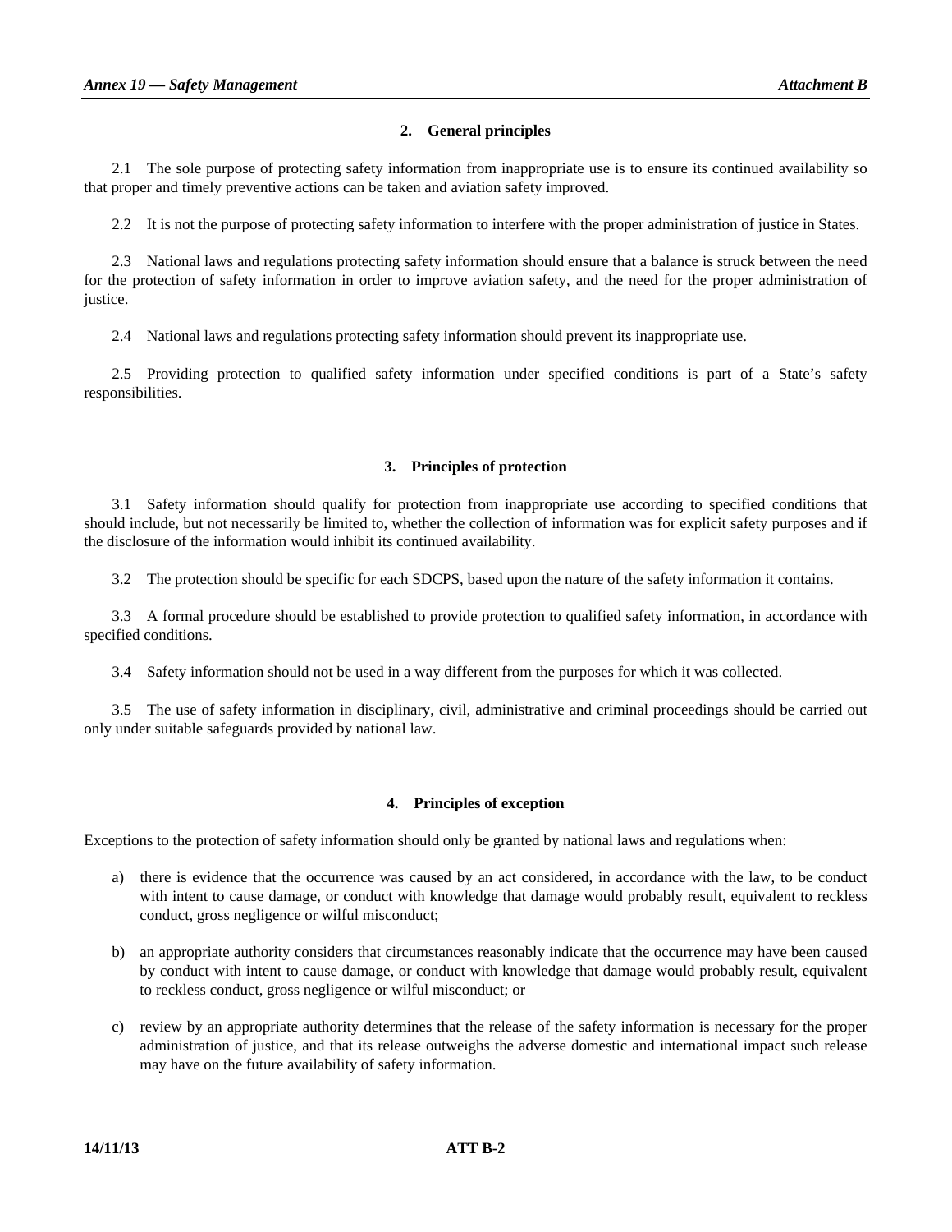## 2. General principles

2.1 The sole purpose of protecting safety information from inappropriate use is to ensure its continued availability so that proper and timely preventive actions can be taken and aviation safety improved.

2.2 It is not the purpose of protecting safety information to interfere with the proper administration of justice in States.

2.3 National laws and regulations protecting safety information should ensure that a balance is struck between the need for the protection of safety information in order to improve aviation safety, and the need for the proper administration of justice.

2.4 National laws and regulations protecting safety information should prevent its inappropriate use.

2.5 Providing protection to qualified safety information under specified conditions is part of a State's safety responsibilities.

## 3. Principles of protection

3.1 Safety information should qualify for protection from inappropriate use according to specified conditions that should include, but not necessarily be limited to, whether the collection of information was for explicit safety purposes and if the disclosure of the information would inhibit its continued availability.

3.2 The protection should be specific for each SDCPS, based upon the nature of the safety information it contains.

3.3 A formal procedure should be established to provide protection to qualified safety information, in accordance with specified conditions.

3.4 Safety information should not be used in a way different from the purposes for which it was collected.

3.5 The use of safety information in disciplinary, civil, administrative and criminal proceedings should be carried out only under suitable safeguards provided by national law.

## 4. Principles of exception

Exceptions to the protection of safety information should only be granted by national laws and regulations when:

a) there is evidence that the occurrence was caused by an act considered, in accordance with the law, to be conduct with intent to cause damage, or conduct with knowledge that damage would probably result, equivalent to reckless conduct, gross negligence or wilful misconduct;

b) an appropriate authority considers that circumstances reasonably indicate that the occurrence may have been caused by conduct with intent to cause damage, or conduct with knowledge that damage would probably result, equivalent to reckless conduct, gross negligence or wilful misconduct; or

c) review by an appropriate authority determines that the release of the safety information is necessary for the proper administration of justice, and that its release outweighs the adverse domestic and international impact such release may have on the future availability of safety information.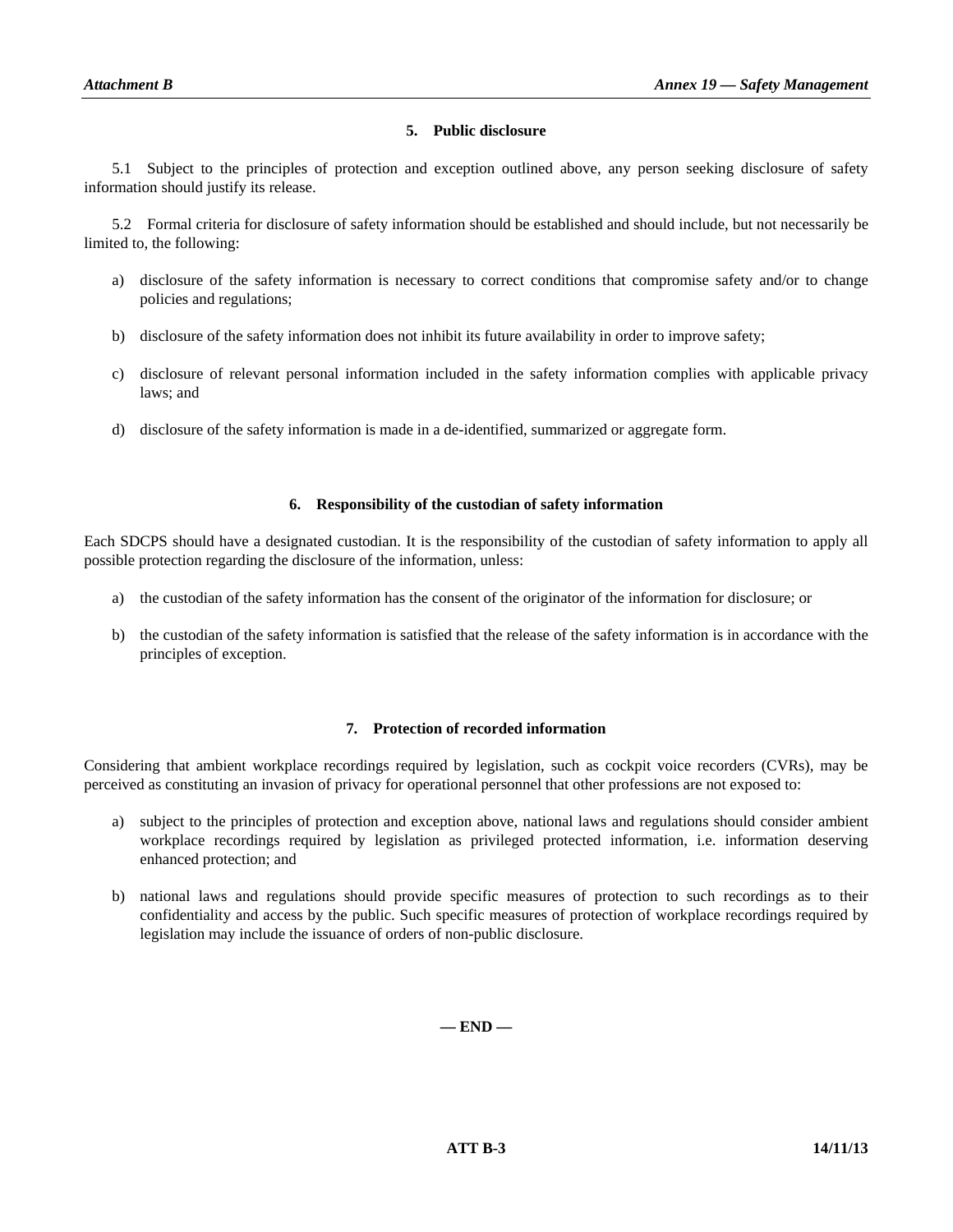## 5. Public disclosure

5.1 Subject to the principles of protection and exception outlined above, any person seeking disclosure of safety information should justify its release.

5.2 Formal criteria for disclosure of safety information should be established and should include, but not necessarily be limited to, the following:

a) disclosure of the safety information is necessary to correct conditions that compromise safety and/or to change policies and regulations;

b) disclosure of the safety information does not inhibit its future availability in order to improve safety;

c) disclosure of relevant personal information included in the safety information complies with applicable privacy laws; and

d) disclosure of the safety information is made in a de-identified, summarized or aggregate form.

## 6. Responsibility of the custodian of safety information

Each SDCPS should have a designated custodian. It is the responsibility of the custodian of safety information to apply all possible protection regarding the disclosure of the information, unless:

a) the custodian of the safety information has the consent of the originator of the information for disclosure; or

b) the custodian of the safety information is satisfied that the release of the safety information is in accordance with the principles of exception.

## 7. Protection of recorded information

Considering that ambient workplace recordings required by legislation, such as cockpit voice recorders (CVRs), may be perceived as constituting an invasion of privacy for operational personnel that other professions are not exposed to:

a) subject to the principles of protection and exception above, national laws and regulations should consider ambient workplace recordings required by legislation as privileged protected information, i.e. information deserving enhanced protection; and

b) national laws and regulations should provide specific measures of protection to such recordings as to their confidentiality and access by the public. Such specific measures of protection of workplace recordings required by legislation may include the issuance of orders of non-public disclosure.

**— END —**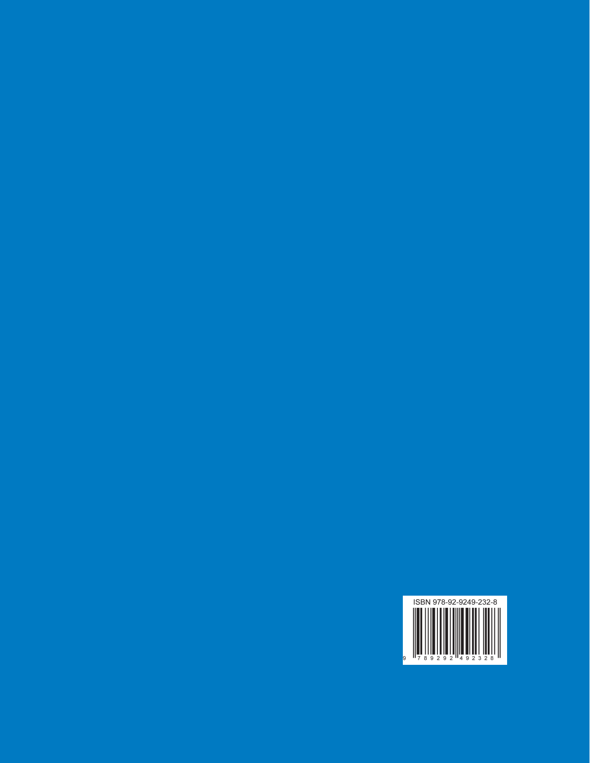ISBN 978-92-9249-232-8

9 789292 492328